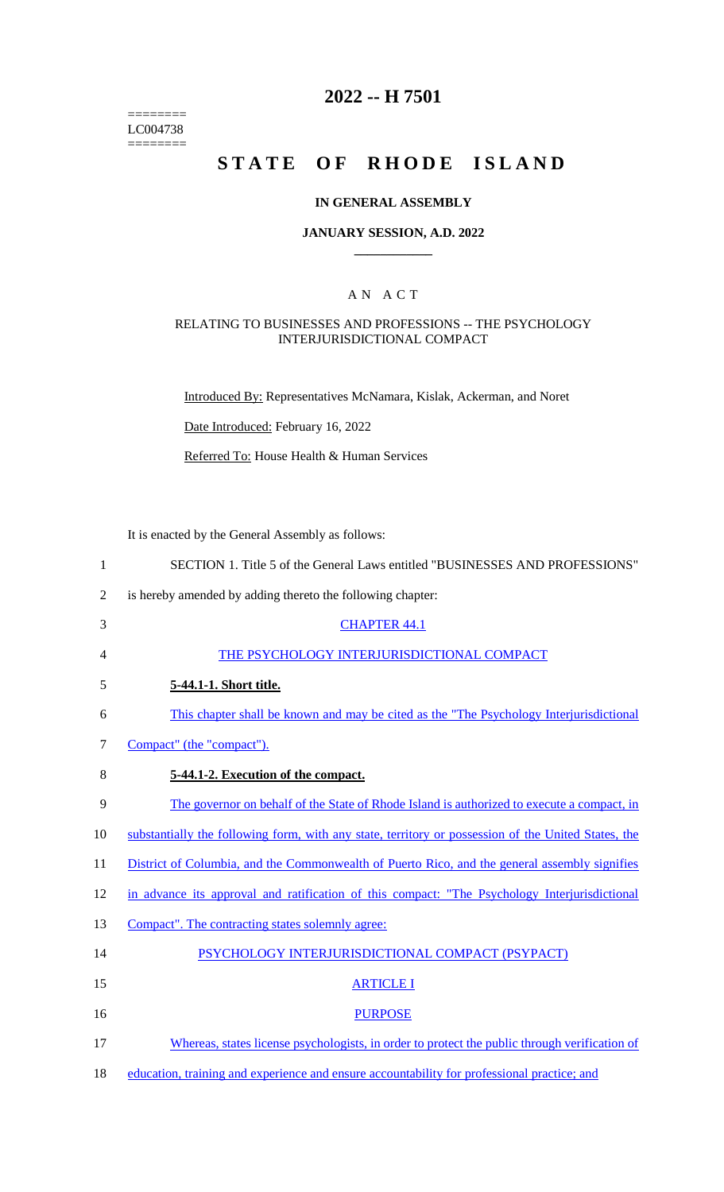========
LC004738
========

# 2022 -- H 7501

# STATE OF RHODE ISLAND

**IN GENERAL ASSEMBLY**

**JANUARY SESSION, A.D. 2022**

## A N A C T

RELATING TO BUSINESSES AND PROFESSIONS -- THE PSYCHOLOGY INTERJURISDICTIONAL COMPACT

Introduced By: Representatives McNamara, Kislak, Ackerman, and Noret

Date Introduced: February 16, 2022

Referred To: House Health & Human Services

It is enacted by the General Assembly as follows:

1 SECTION 1. Title 5 of the General Laws entitled "BUSINESSES AND PROFESSIONS"
2 is hereby amended by adding thereto the following chapter:

3 CHAPTER 44.1

4 THE PSYCHOLOGY INTERJURISDICTIONAL COMPACT

5 **5-44.1-1. Short title.**

6 This chapter shall be known and may be cited as the "The Psychology Interjurisdictional
7 Compact" (the "compact").

8 **5-44.1-2. Execution of the compact.**

9 The governor on behalf of the State of Rhode Island is authorized to execute a compact, in
10 substantially the following form, with any state, territory or possession of the United States, the
11 District of Columbia, and the Commonwealth of Puerto Rico, and the general assembly signifies
12 in advance its approval and ratification of this compact: "The Psychology Interjurisdictional
13 Compact". The contracting states solemnly agree:

14 PSYCHOLOGY INTERJURISDICTIONAL COMPACT (PSYPACT)

15 ARTICLE I

16 PURPOSE

17 Whereas, states license psychologists, in order to protect the public through verification of
18 education, training and experience and ensure accountability for professional practice; and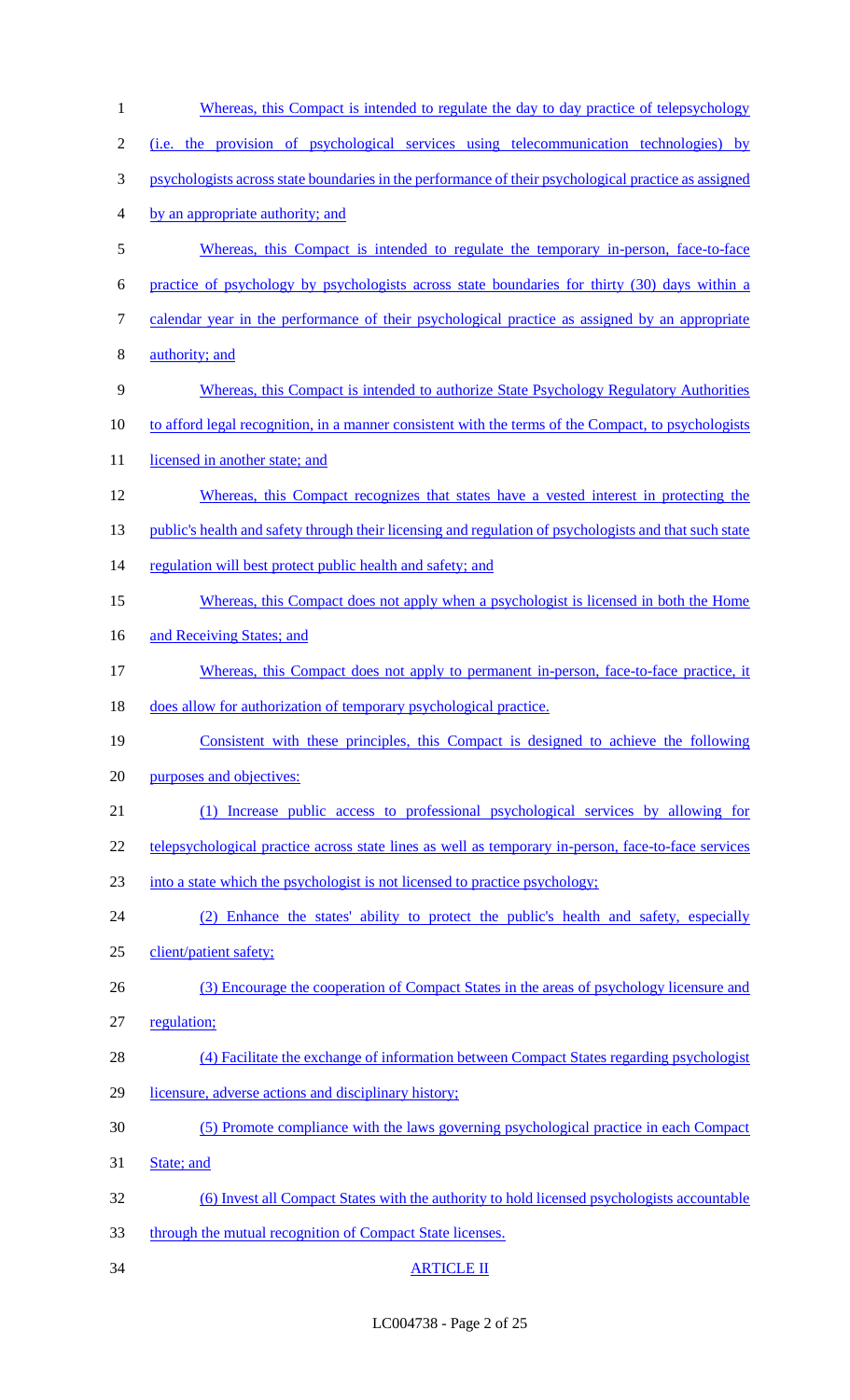Whereas, this Compact is intended to regulate the day to day practice of telepsychology (i.e. the provision of psychological services using telecommunication technologies) by psychologists across state boundaries in the performance of their psychological practice as assigned by an appropriate authority; and

Whereas, this Compact is intended to regulate the temporary in-person, face-to-face practice of psychology by psychologists across state boundaries for thirty (30) days within a calendar year in the performance of their psychological practice as assigned by an appropriate authority; and

Whereas, this Compact is intended to authorize State Psychology Regulatory Authorities to afford legal recognition, in a manner consistent with the terms of the Compact, to psychologists licensed in another state; and

Whereas, this Compact recognizes that states have a vested interest in protecting the public's health and safety through their licensing and regulation of psychologists and that such state regulation will best protect public health and safety; and

Whereas, this Compact does not apply when a psychologist is licensed in both the Home and Receiving States; and

Whereas, this Compact does not apply to permanent in-person, face-to-face practice, it does allow for authorization of temporary psychological practice.

Consistent with these principles, this Compact is designed to achieve the following purposes and objectives:

(1) Increase public access to professional psychological services by allowing for telepsychological practice across state lines as well as temporary in-person, face-to-face services into a state which the psychologist is not licensed to practice psychology;

(2) Enhance the states' ability to protect the public's health and safety, especially client/patient safety;

(3) Encourage the cooperation of Compact States in the areas of psychology licensure and regulation;

(4) Facilitate the exchange of information between Compact States regarding psychologist licensure, adverse actions and disciplinary history;

(5) Promote compliance with the laws governing psychological practice in each Compact State; and

(6) Invest all Compact States with the authority to hold licensed psychologists accountable through the mutual recognition of Compact State licenses.

ARTICLE II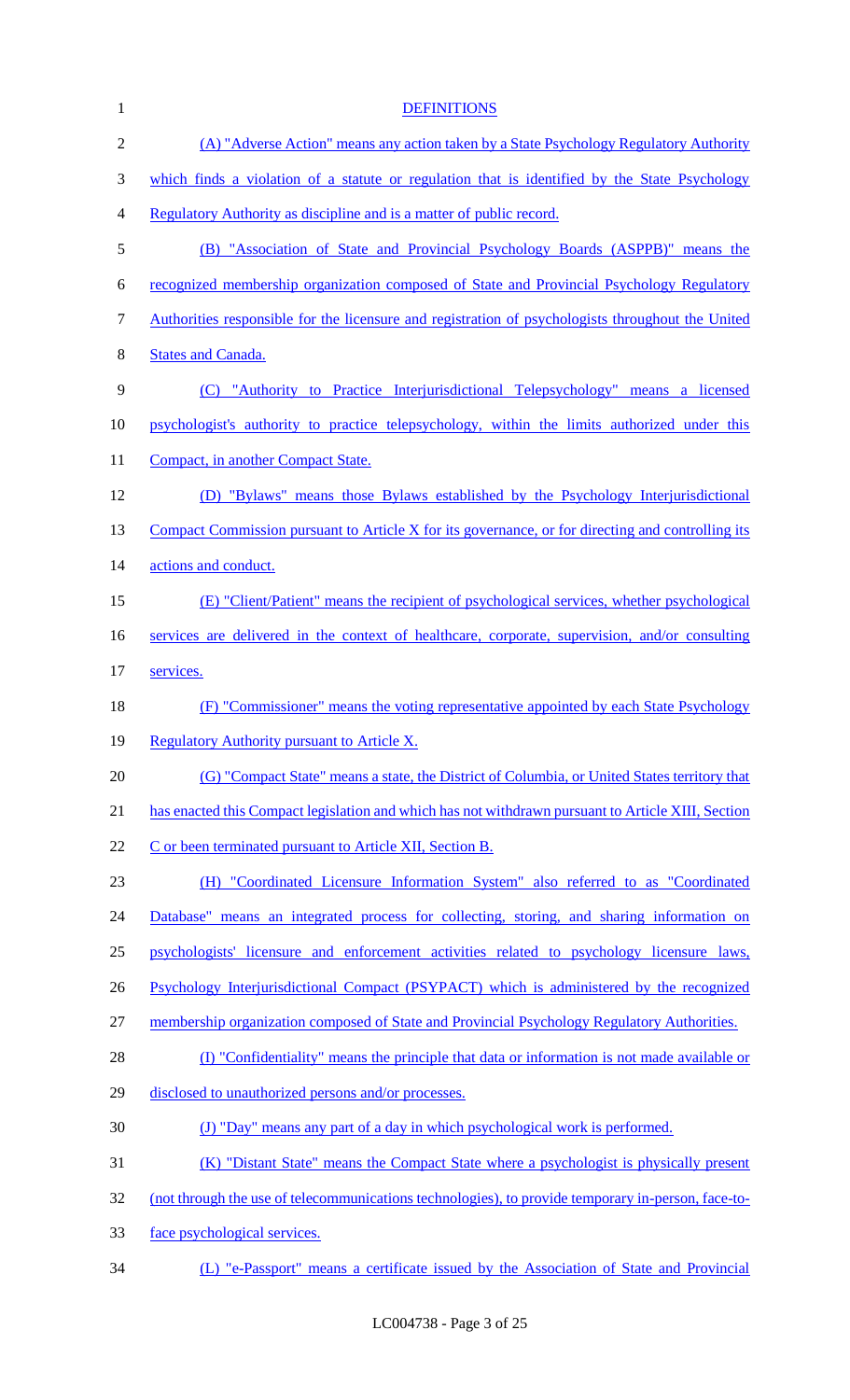## DEFINITIONS

(A) "Adverse Action" means any action taken by a State Psychology Regulatory Authority which finds a violation of a statute or regulation that is identified by the State Psychology Regulatory Authority as discipline and is a matter of public record.

(B) "Association of State and Provincial Psychology Boards (ASPPB)" means the recognized membership organization composed of State and Provincial Psychology Regulatory Authorities responsible for the licensure and registration of psychologists throughout the United States and Canada.

(C) "Authority to Practice Interjurisdictional Telepsychology" means a licensed psychologist's authority to practice telepsychology, within the limits authorized under this Compact, in another Compact State.

(D) "Bylaws" means those Bylaws established by the Psychology Interjurisdictional Compact Commission pursuant to Article X for its governance, or for directing and controlling its actions and conduct.

(E) "Client/Patient" means the recipient of psychological services, whether psychological services are delivered in the context of healthcare, corporate, supervision, and/or consulting services.

(F) "Commissioner" means the voting representative appointed by each State Psychology Regulatory Authority pursuant to Article X.

(G) "Compact State" means a state, the District of Columbia, or United States territory that has enacted this Compact legislation and which has not withdrawn pursuant to Article XIII, Section C or been terminated pursuant to Article XII, Section B.

(H) "Coordinated Licensure Information System" also referred to as "Coordinated Database" means an integrated process for collecting, storing, and sharing information on psychologists' licensure and enforcement activities related to psychology licensure laws, Psychology Interjurisdictional Compact (PSYPACT) which is administered by the recognized membership organization composed of State and Provincial Psychology Regulatory Authorities.

(I) "Confidentiality" means the principle that data or information is not made available or disclosed to unauthorized persons and/or processes.

(J) "Day" means any part of a day in which psychological work is performed.

(K) "Distant State" means the Compact State where a psychologist is physically present (not through the use of telecommunications technologies), to provide temporary in-person, face-to-face psychological services.

(L) "e-Passport" means a certificate issued by the Association of State and Provincial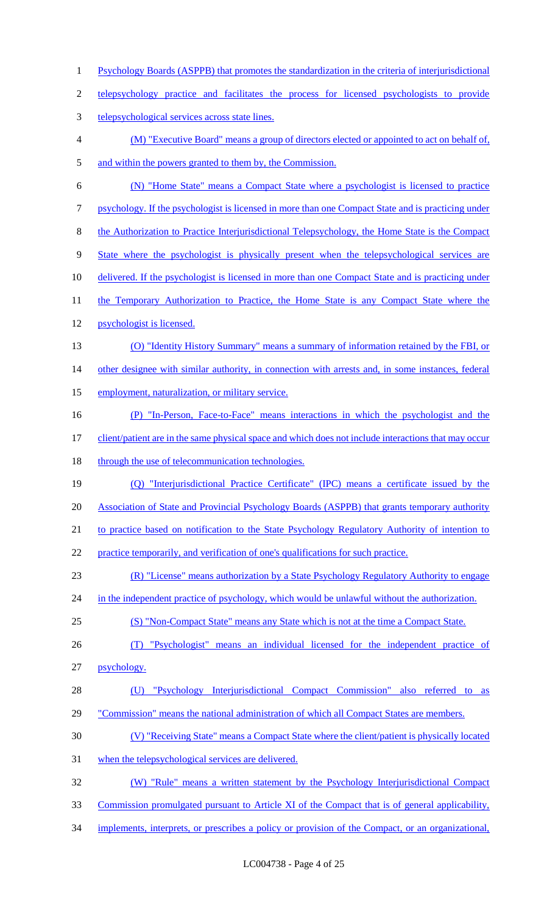Psychology Boards (ASPPB) that promotes the standardization in the criteria of interjurisdictional telepsychology practice and facilitates the process for licensed psychologists to provide telepsychological services across state lines.

(M) "Executive Board" means a group of directors elected or appointed to act on behalf of, and within the powers granted to them by, the Commission.

(N) "Home State" means a Compact State where a psychologist is licensed to practice psychology. If the psychologist is licensed in more than one Compact State and is practicing under the Authorization to Practice Interjurisdictional Telepsychology, the Home State is the Compact State where the psychologist is physically present when the telepsychological services are delivered. If the psychologist is licensed in more than one Compact State and is practicing under the Temporary Authorization to Practice, the Home State is any Compact State where the psychologist is licensed.

(O) "Identity History Summary" means a summary of information retained by the FBI, or other designee with similar authority, in connection with arrests and, in some instances, federal employment, naturalization, or military service.

(P) "In-Person, Face-to-Face" means interactions in which the psychologist and the client/patient are in the same physical space and which does not include interactions that may occur through the use of telecommunication technologies.

(Q) "Interjurisdictional Practice Certificate" (IPC) means a certificate issued by the Association of State and Provincial Psychology Boards (ASPPB) that grants temporary authority to practice based on notification to the State Psychology Regulatory Authority of intention to practice temporarily, and verification of one's qualifications for such practice.

(R) "License" means authorization by a State Psychology Regulatory Authority to engage in the independent practice of psychology, which would be unlawful without the authorization.

(S) "Non-Compact State" means any State which is not at the time a Compact State.

(T) "Psychologist" means an individual licensed for the independent practice of psychology.

(U) "Psychology Interjurisdictional Compact Commission" also referred to as "Commission" means the national administration of which all Compact States are members.

(V) "Receiving State" means a Compact State where the client/patient is physically located when the telepsychological services are delivered.

(W) "Rule" means a written statement by the Psychology Interjurisdictional Compact Commission promulgated pursuant to Article XI of the Compact that is of general applicability, implements, interprets, or prescribes a policy or provision of the Compact, or an organizational,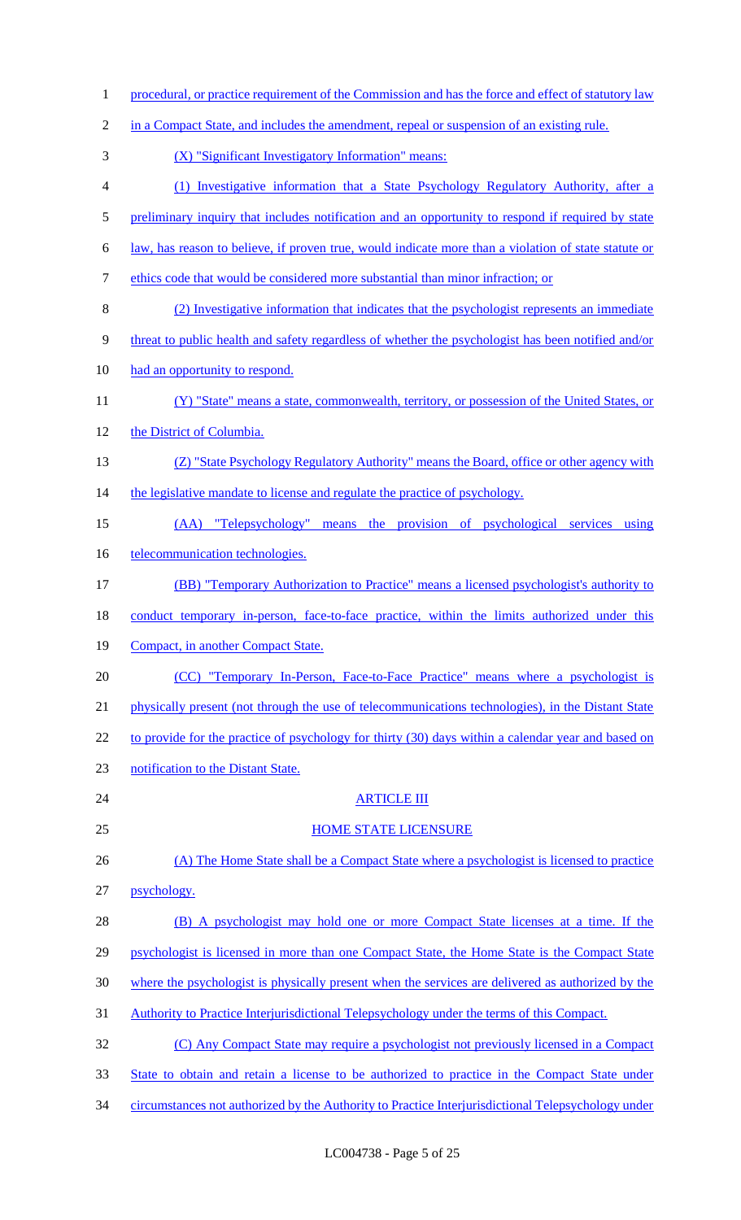procedural, or practice requirement of the Commission and has the force and effect of statutory law in a Compact State, and includes the amendment, repeal or suspension of an existing rule.

(X) "Significant Investigatory Information" means:

(1) Investigative information that a State Psychology Regulatory Authority, after a preliminary inquiry that includes notification and an opportunity to respond if required by state law, has reason to believe, if proven true, would indicate more than a violation of state statute or ethics code that would be considered more substantial than minor infraction; or

(2) Investigative information that indicates that the psychologist represents an immediate threat to public health and safety regardless of whether the psychologist has been notified and/or had an opportunity to respond.

(Y) "State" means a state, commonwealth, territory, or possession of the United States, or the District of Columbia.

(Z) "State Psychology Regulatory Authority" means the Board, office or other agency with the legislative mandate to license and regulate the practice of psychology.

(AA) "Telepsychology" means the provision of psychological services using telecommunication technologies.

(BB) "Temporary Authorization to Practice" means a licensed psychologist's authority to conduct temporary in-person, face-to-face practice, within the limits authorized under this Compact, in another Compact State.

(CC) "Temporary In-Person, Face-to-Face Practice" means where a psychologist is physically present (not through the use of telecommunications technologies), in the Distant State to provide for the practice of psychology for thirty (30) days within a calendar year and based on notification to the Distant State.

## ARTICLE III

## HOME STATE LICENSURE

(A) The Home State shall be a Compact State where a psychologist is licensed to practice psychology.

(B) A psychologist may hold one or more Compact State licenses at a time. If the psychologist is licensed in more than one Compact State, the Home State is the Compact State where the psychologist is physically present when the services are delivered as authorized by the Authority to Practice Interjurisdictional Telepsychology under the terms of this Compact.

(C) Any Compact State may require a psychologist not previously licensed in a Compact State to obtain and retain a license to be authorized to practice in the Compact State under circumstances not authorized by the Authority to Practice Interjurisdictional Telepsychology under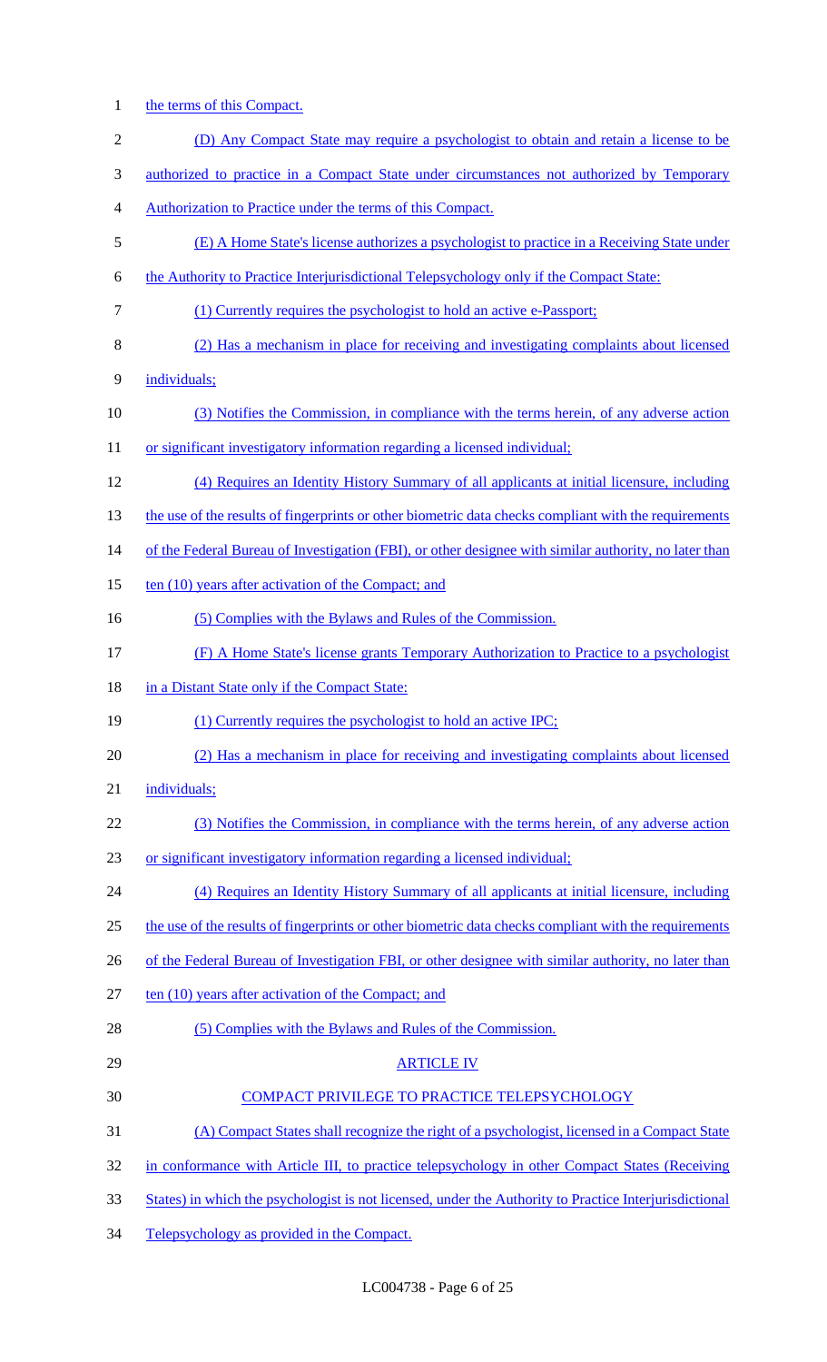the terms of this Compact.

(D) Any Compact State may require a psychologist to obtain and retain a license to be authorized to practice in a Compact State under circumstances not authorized by Temporary Authorization to Practice under the terms of this Compact.

(E) A Home State's license authorizes a psychologist to practice in a Receiving State under the Authority to Practice Interjurisdictional Telepsychology only if the Compact State:

(1) Currently requires the psychologist to hold an active e-Passport;

(2) Has a mechanism in place for receiving and investigating complaints about licensed individuals;

(3) Notifies the Commission, in compliance with the terms herein, of any adverse action or significant investigatory information regarding a licensed individual;

(4) Requires an Identity History Summary of all applicants at initial licensure, including the use of the results of fingerprints or other biometric data checks compliant with the requirements of the Federal Bureau of Investigation (FBI), or other designee with similar authority, no later than ten (10) years after activation of the Compact; and

(5) Complies with the Bylaws and Rules of the Commission.

(F) A Home State's license grants Temporary Authorization to Practice to a psychologist in a Distant State only if the Compact State:

(1) Currently requires the psychologist to hold an active IPC;

(2) Has a mechanism in place for receiving and investigating complaints about licensed individuals;

(3) Notifies the Commission, in compliance with the terms herein, of any adverse action or significant investigatory information regarding a licensed individual;

(4) Requires an Identity History Summary of all applicants at initial licensure, including the use of the results of fingerprints or other biometric data checks compliant with the requirements of the Federal Bureau of Investigation FBI, or other designee with similar authority, no later than ten (10) years after activation of the Compact; and

(5) Complies with the Bylaws and Rules of the Commission.

ARTICLE IV

COMPACT PRIVILEGE TO PRACTICE TELEPSYCHOLOGY

(A) Compact States shall recognize the right of a psychologist, licensed in a Compact State in conformance with Article III, to practice telepsychology in other Compact States (Receiving States) in which the psychologist is not licensed, under the Authority to Practice Interjurisdictional Telepsychology as provided in the Compact.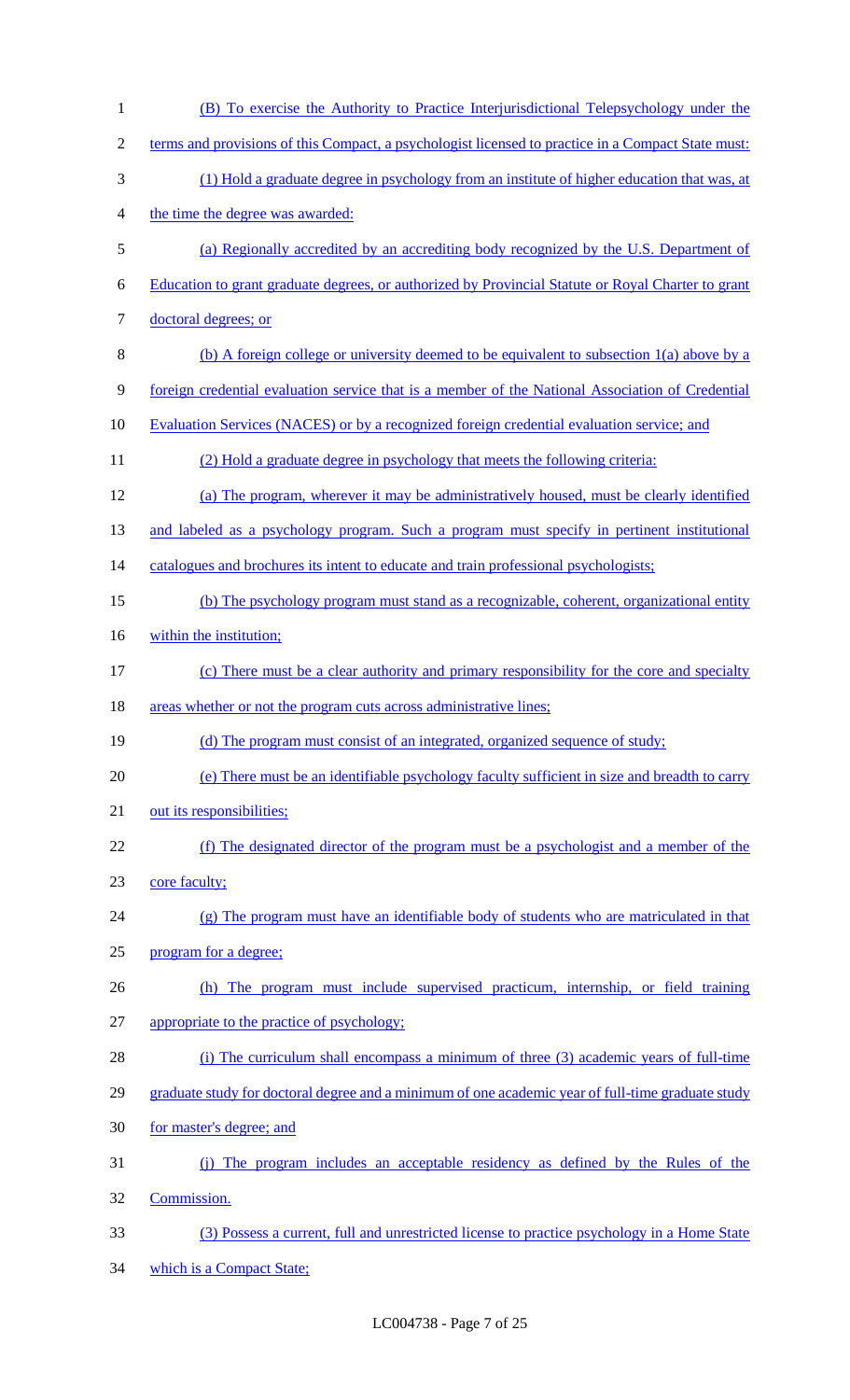(B) To exercise the Authority to Practice Interjurisdictional Telepsychology under the terms and provisions of this Compact, a psychologist licensed to practice in a Compact State must:

(1) Hold a graduate degree in psychology from an institute of higher education that was, at the time the degree was awarded:

(a) Regionally accredited by an accrediting body recognized by the U.S. Department of Education to grant graduate degrees, or authorized by Provincial Statute or Royal Charter to grant doctoral degrees; or

(b) A foreign college or university deemed to be equivalent to subsection 1(a) above by a foreign credential evaluation service that is a member of the National Association of Credential Evaluation Services (NACES) or by a recognized foreign credential evaluation service; and

(2) Hold a graduate degree in psychology that meets the following criteria:

(a) The program, wherever it may be administratively housed, must be clearly identified and labeled as a psychology program. Such a program must specify in pertinent institutional catalogues and brochures its intent to educate and train professional psychologists;

(b) The psychology program must stand as a recognizable, coherent, organizational entity within the institution;

(c) There must be a clear authority and primary responsibility for the core and specialty areas whether or not the program cuts across administrative lines;

(d) The program must consist of an integrated, organized sequence of study;

(e) There must be an identifiable psychology faculty sufficient in size and breadth to carry out its responsibilities;

(f) The designated director of the program must be a psychologist and a member of the core faculty;

(g) The program must have an identifiable body of students who are matriculated in that program for a degree;

(h) The program must include supervised practicum, internship, or field training appropriate to the practice of psychology;

(i) The curriculum shall encompass a minimum of three (3) academic years of full-time graduate study for doctoral degree and a minimum of one academic year of full-time graduate study for master's degree; and

(j) The program includes an acceptable residency as defined by the Rules of the Commission.

(3) Possess a current, full and unrestricted license to practice psychology in a Home State which is a Compact State;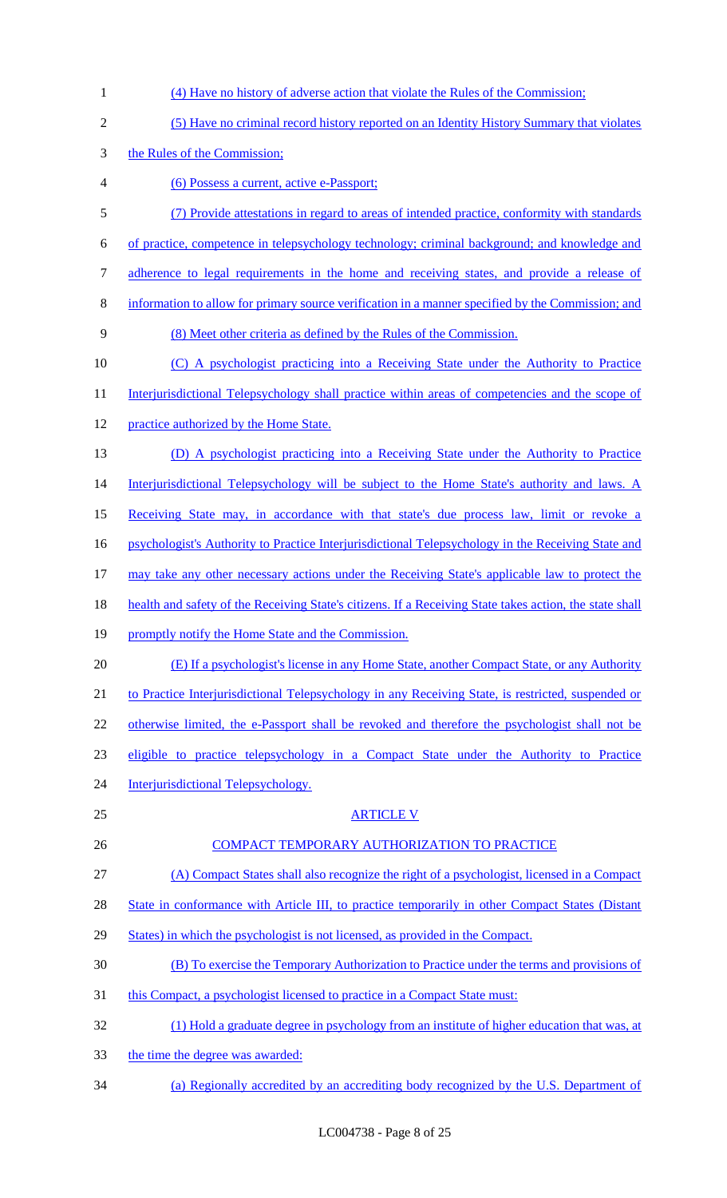(4) Have no history of adverse action that violate the Rules of the Commission;

(5) Have no criminal record history reported on an Identity History Summary that violates the Rules of the Commission;

(6) Possess a current, active e-Passport;

(7) Provide attestations in regard to areas of intended practice, conformity with standards of practice, competence in telepsychology technology; criminal background; and knowledge and adherence to legal requirements in the home and receiving states, and provide a release of information to allow for primary source verification in a manner specified by the Commission; and

(8) Meet other criteria as defined by the Rules of the Commission.

(C) A psychologist practicing into a Receiving State under the Authority to Practice Interjurisdictional Telepsychology shall practice within areas of competencies and the scope of practice authorized by the Home State.

(D) A psychologist practicing into a Receiving State under the Authority to Practice Interjurisdictional Telepsychology will be subject to the Home State's authority and laws. A Receiving State may, in accordance with that state's due process law, limit or revoke a psychologist's Authority to Practice Interjurisdictional Telepsychology in the Receiving State and may take any other necessary actions under the Receiving State's applicable law to protect the health and safety of the Receiving State's citizens. If a Receiving State takes action, the state shall promptly notify the Home State and the Commission.

(E) If a psychologist's license in any Home State, another Compact State, or any Authority to Practice Interjurisdictional Telepsychology in any Receiving State, is restricted, suspended or otherwise limited, the e-Passport shall be revoked and therefore the psychologist shall not be eligible to practice telepsychology in a Compact State under the Authority to Practice Interjurisdictional Telepsychology.

## ARTICLE V

## COMPACT TEMPORARY AUTHORIZATION TO PRACTICE

(A) Compact States shall also recognize the right of a psychologist, licensed in a Compact State in conformance with Article III, to practice temporarily in other Compact States (Distant States) in which the psychologist is not licensed, as provided in the Compact.

(B) To exercise the Temporary Authorization to Practice under the terms and provisions of this Compact, a psychologist licensed to practice in a Compact State must:

(1) Hold a graduate degree in psychology from an institute of higher education that was, at the time the degree was awarded:

(a) Regionally accredited by an accrediting body recognized by the U.S. Department of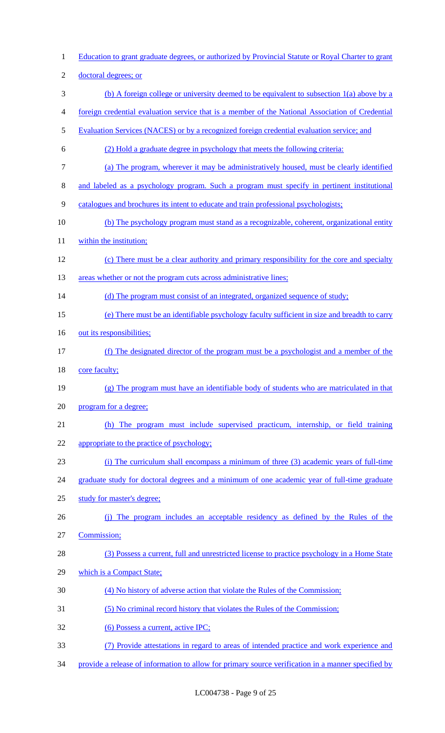Education to grant graduate degrees, or authorized by Provincial Statute or Royal Charter to grant doctoral degrees; or

(b) A foreign college or university deemed to be equivalent to subsection 1(a) above by a foreign credential evaluation service that is a member of the National Association of Credential Evaluation Services (NACES) or by a recognized foreign credential evaluation service; and

(2) Hold a graduate degree in psychology that meets the following criteria:

(a) The program, wherever it may be administratively housed, must be clearly identified and labeled as a psychology program. Such a program must specify in pertinent institutional catalogues and brochures its intent to educate and train professional psychologists;

(b) The psychology program must stand as a recognizable, coherent, organizational entity within the institution;

(c) There must be a clear authority and primary responsibility for the core and specialty areas whether or not the program cuts across administrative lines;

(d) The program must consist of an integrated, organized sequence of study;

(e) There must be an identifiable psychology faculty sufficient in size and breadth to carry out its responsibilities;

(f) The designated director of the program must be a psychologist and a member of the core faculty;

(g) The program must have an identifiable body of students who are matriculated in that program for a degree;

(h) The program must include supervised practicum, internship, or field training appropriate to the practice of psychology;

(i) The curriculum shall encompass a minimum of three (3) academic years of full-time graduate study for doctoral degrees and a minimum of one academic year of full-time graduate study for master's degree;

(j) The program includes an acceptable residency as defined by the Rules of the Commission;

(3) Possess a current, full and unrestricted license to practice psychology in a Home State which is a Compact State;

(4) No history of adverse action that violate the Rules of the Commission;

(5) No criminal record history that violates the Rules of the Commission;

(6) Possess a current, active IPC;

(7) Provide attestations in regard to areas of intended practice and work experience and provide a release of information to allow for primary source verification in a manner specified by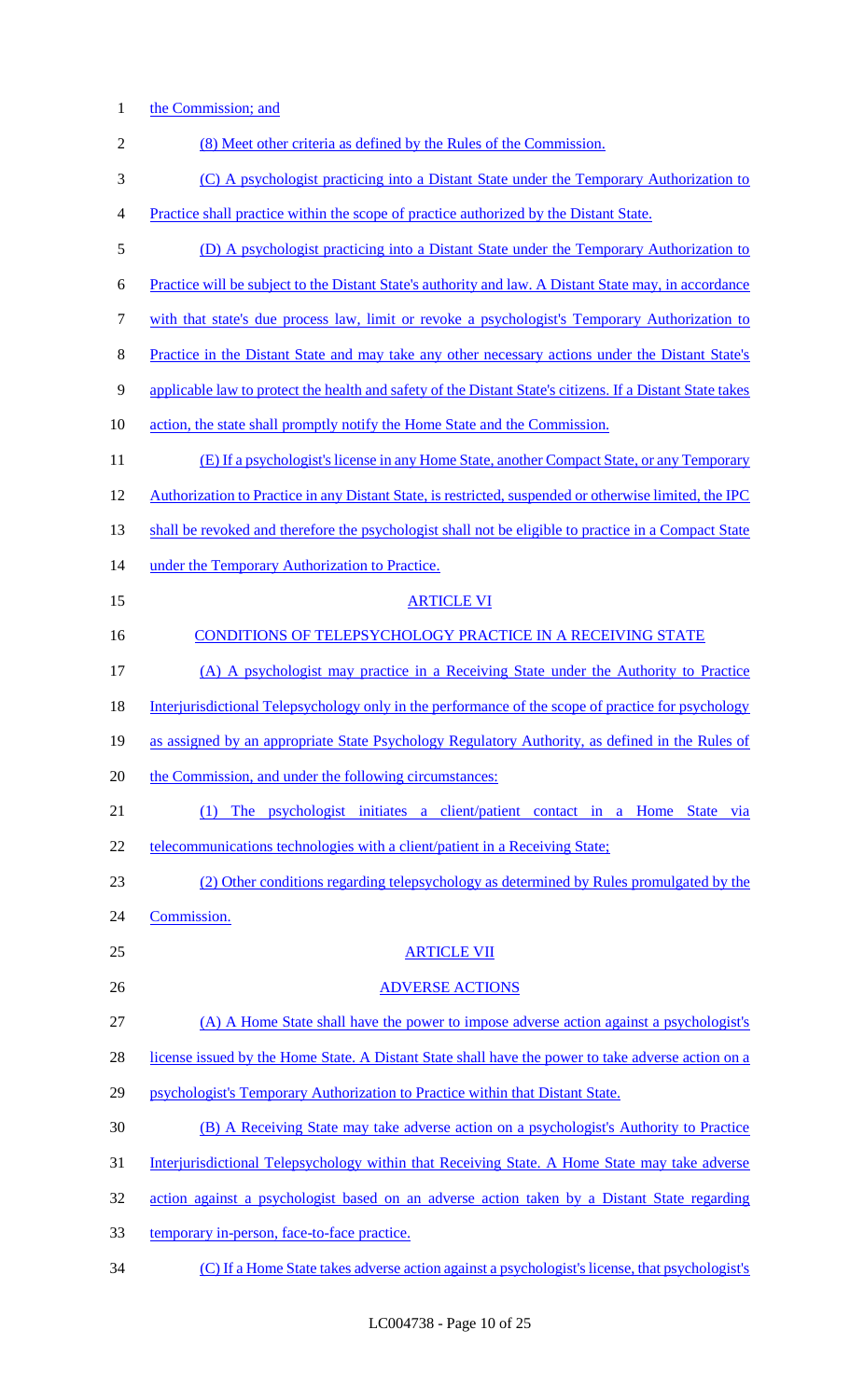the Commission; and

(8) Meet other criteria as defined by the Rules of the Commission.

(C) A psychologist practicing into a Distant State under the Temporary Authorization to Practice shall practice within the scope of practice authorized by the Distant State.

(D) A psychologist practicing into a Distant State under the Temporary Authorization to Practice will be subject to the Distant State's authority and law. A Distant State may, in accordance with that state's due process law, limit or revoke a psychologist's Temporary Authorization to Practice in the Distant State and may take any other necessary actions under the Distant State's applicable law to protect the health and safety of the Distant State's citizens. If a Distant State takes action, the state shall promptly notify the Home State and the Commission.

(E) If a psychologist's license in any Home State, another Compact State, or any Temporary Authorization to Practice in any Distant State, is restricted, suspended or otherwise limited, the IPC shall be revoked and therefore the psychologist shall not be eligible to practice in a Compact State under the Temporary Authorization to Practice.

ARTICLE VI

CONDITIONS OF TELEPSYCHOLOGY PRACTICE IN A RECEIVING STATE

(A) A psychologist may practice in a Receiving State under the Authority to Practice Interjurisdictional Telepsychology only in the performance of the scope of practice for psychology as assigned by an appropriate State Psychology Regulatory Authority, as defined in the Rules of the Commission, and under the following circumstances:

(1) The psychologist initiates a client/patient contact in a Home State via telecommunications technologies with a client/patient in a Receiving State;

(2) Other conditions regarding telepsychology as determined by Rules promulgated by the Commission.

ARTICLE VII

ADVERSE ACTIONS

(A) A Home State shall have the power to impose adverse action against a psychologist's license issued by the Home State. A Distant State shall have the power to take adverse action on a psychologist's Temporary Authorization to Practice within that Distant State.

(B) A Receiving State may take adverse action on a psychologist's Authority to Practice Interjurisdictional Telepsychology within that Receiving State. A Home State may take adverse action against a psychologist based on an adverse action taken by a Distant State regarding temporary in-person, face-to-face practice.

(C) If a Home State takes adverse action against a psychologist's license, that psychologist's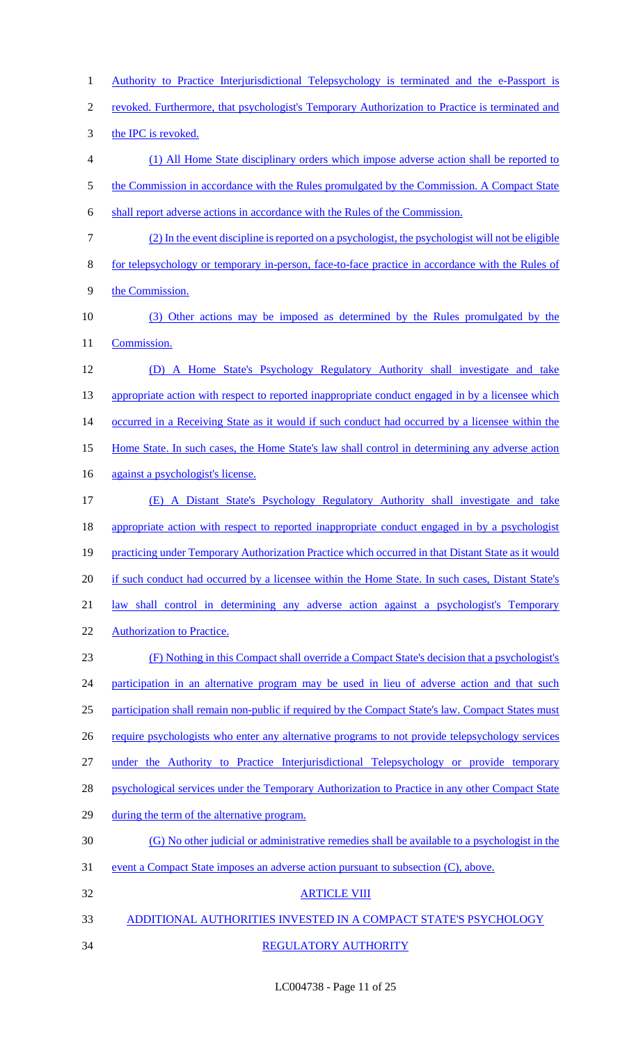Authority to Practice Interjurisdictional Telepsychology is terminated and the e-Passport is revoked. Furthermore, that psychologist's Temporary Authorization to Practice is terminated and the IPC is revoked.

(1) All Home State disciplinary orders which impose adverse action shall be reported to the Commission in accordance with the Rules promulgated by the Commission. A Compact State shall report adverse actions in accordance with the Rules of the Commission.

(2) In the event discipline is reported on a psychologist, the psychologist will not be eligible for telepsychology or temporary in-person, face-to-face practice in accordance with the Rules of the Commission.

(3) Other actions may be imposed as determined by the Rules promulgated by the Commission.

(D) A Home State's Psychology Regulatory Authority shall investigate and take appropriate action with respect to reported inappropriate conduct engaged in by a licensee which occurred in a Receiving State as it would if such conduct had occurred by a licensee within the Home State. In such cases, the Home State's law shall control in determining any adverse action against a psychologist's license.

(E) A Distant State's Psychology Regulatory Authority shall investigate and take appropriate action with respect to reported inappropriate conduct engaged in by a psychologist practicing under Temporary Authorization Practice which occurred in that Distant State as it would if such conduct had occurred by a licensee within the Home State. In such cases, Distant State's law shall control in determining any adverse action against a psychologist's Temporary Authorization to Practice.

(F) Nothing in this Compact shall override a Compact State's decision that a psychologist's participation in an alternative program may be used in lieu of adverse action and that such participation shall remain non-public if required by the Compact State's law. Compact States must require psychologists who enter any alternative programs to not provide telepsychology services under the Authority to Practice Interjurisdictional Telepsychology or provide temporary psychological services under the Temporary Authorization to Practice in any other Compact State during the term of the alternative program.

(G) No other judicial or administrative remedies shall be available to a psychologist in the event a Compact State imposes an adverse action pursuant to subsection (C), above.

## ARTICLE VIII

## ADDITIONAL AUTHORITIES INVESTED IN A COMPACT STATE'S PSYCHOLOGY REGULATORY AUTHORITY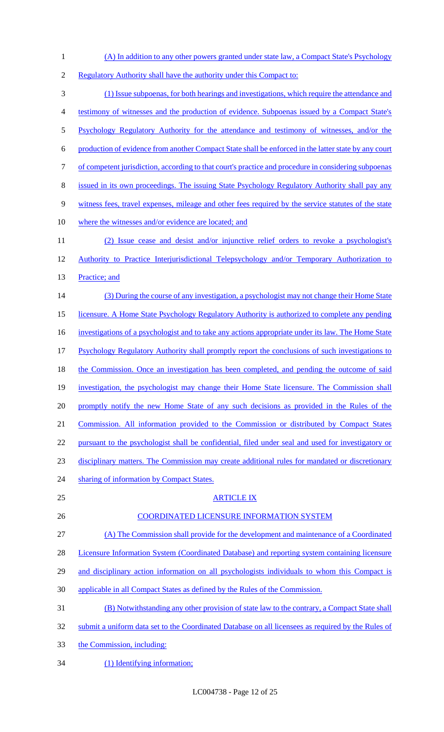(A) In addition to any other powers granted under state law, a Compact State's Psychology Regulatory Authority shall have the authority under this Compact to:

(1) Issue subpoenas, for both hearings and investigations, which require the attendance and testimony of witnesses and the production of evidence. Subpoenas issued by a Compact State's Psychology Regulatory Authority for the attendance and testimony of witnesses, and/or the production of evidence from another Compact State shall be enforced in the latter state by any court of competent jurisdiction, according to that court's practice and procedure in considering subpoenas issued in its own proceedings. The issuing State Psychology Regulatory Authority shall pay any witness fees, travel expenses, mileage and other fees required by the service statutes of the state where the witnesses and/or evidence are located; and

(2) Issue cease and desist and/or injunctive relief orders to revoke a psychologist's Authority to Practice Interjurisdictional Telepsychology and/or Temporary Authorization to Practice; and

(3) During the course of any investigation, a psychologist may not change their Home State licensure. A Home State Psychology Regulatory Authority is authorized to complete any pending investigations of a psychologist and to take any actions appropriate under its law. The Home State Psychology Regulatory Authority shall promptly report the conclusions of such investigations to the Commission. Once an investigation has been completed, and pending the outcome of said investigation, the psychologist may change their Home State licensure. The Commission shall promptly notify the new Home State of any such decisions as provided in the Rules of the Commission. All information provided to the Commission or distributed by Compact States pursuant to the psychologist shall be confidential, filed under seal and used for investigatory or disciplinary matters. The Commission may create additional rules for mandated or discretionary sharing of information by Compact States.

ARTICLE IX

COORDINATED LICENSURE INFORMATION SYSTEM

(A) The Commission shall provide for the development and maintenance of a Coordinated Licensure Information System (Coordinated Database) and reporting system containing licensure and disciplinary action information on all psychologists individuals to whom this Compact is applicable in all Compact States as defined by the Rules of the Commission.

(B) Notwithstanding any other provision of state law to the contrary, a Compact State shall submit a uniform data set to the Coordinated Database on all licensees as required by the Rules of the Commission, including:

(1) Identifying information;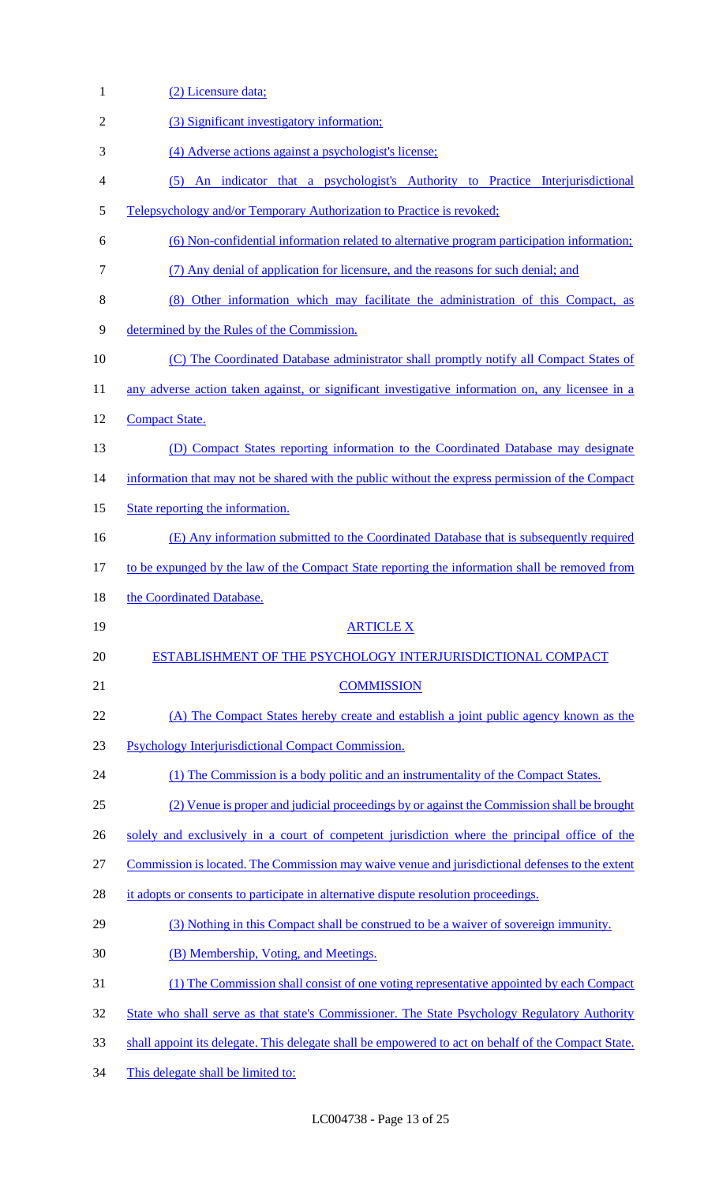(2) Licensure data;

(3) Significant investigatory information;

(4) Adverse actions against a psychologist's license;

(5) An indicator that a psychologist's Authority to Practice Interjurisdictional Telepsychology and/or Temporary Authorization to Practice is revoked;

(6) Non-confidential information related to alternative program participation information;

(7) Any denial of application for licensure, and the reasons for such denial; and

(8) Other information which may facilitate the administration of this Compact, as determined by the Rules of the Commission.

(C) The Coordinated Database administrator shall promptly notify all Compact States of any adverse action taken against, or significant investigative information on, any licensee in a Compact State.

(D) Compact States reporting information to the Coordinated Database may designate information that may not be shared with the public without the express permission of the Compact State reporting the information.

(E) Any information submitted to the Coordinated Database that is subsequently required to be expunged by the law of the Compact State reporting the information shall be removed from the Coordinated Database.

## ARTICLE X

## ESTABLISHMENT OF THE PSYCHOLOGY INTERJURISDICTIONAL COMPACT COMMISSION

(A) The Compact States hereby create and establish a joint public agency known as the Psychology Interjurisdictional Compact Commission.

(1) The Commission is a body politic and an instrumentality of the Compact States.

(2) Venue is proper and judicial proceedings by or against the Commission shall be brought solely and exclusively in a court of competent jurisdiction where the principal office of the Commission is located. The Commission may waive venue and jurisdictional defenses to the extent it adopts or consents to participate in alternative dispute resolution proceedings.

(3) Nothing in this Compact shall be construed to be a waiver of sovereign immunity.

(B) Membership, Voting, and Meetings.

(1) The Commission shall consist of one voting representative appointed by each Compact State who shall serve as that state's Commissioner. The State Psychology Regulatory Authority shall appoint its delegate. This delegate shall be empowered to act on behalf of the Compact State. This delegate shall be limited to: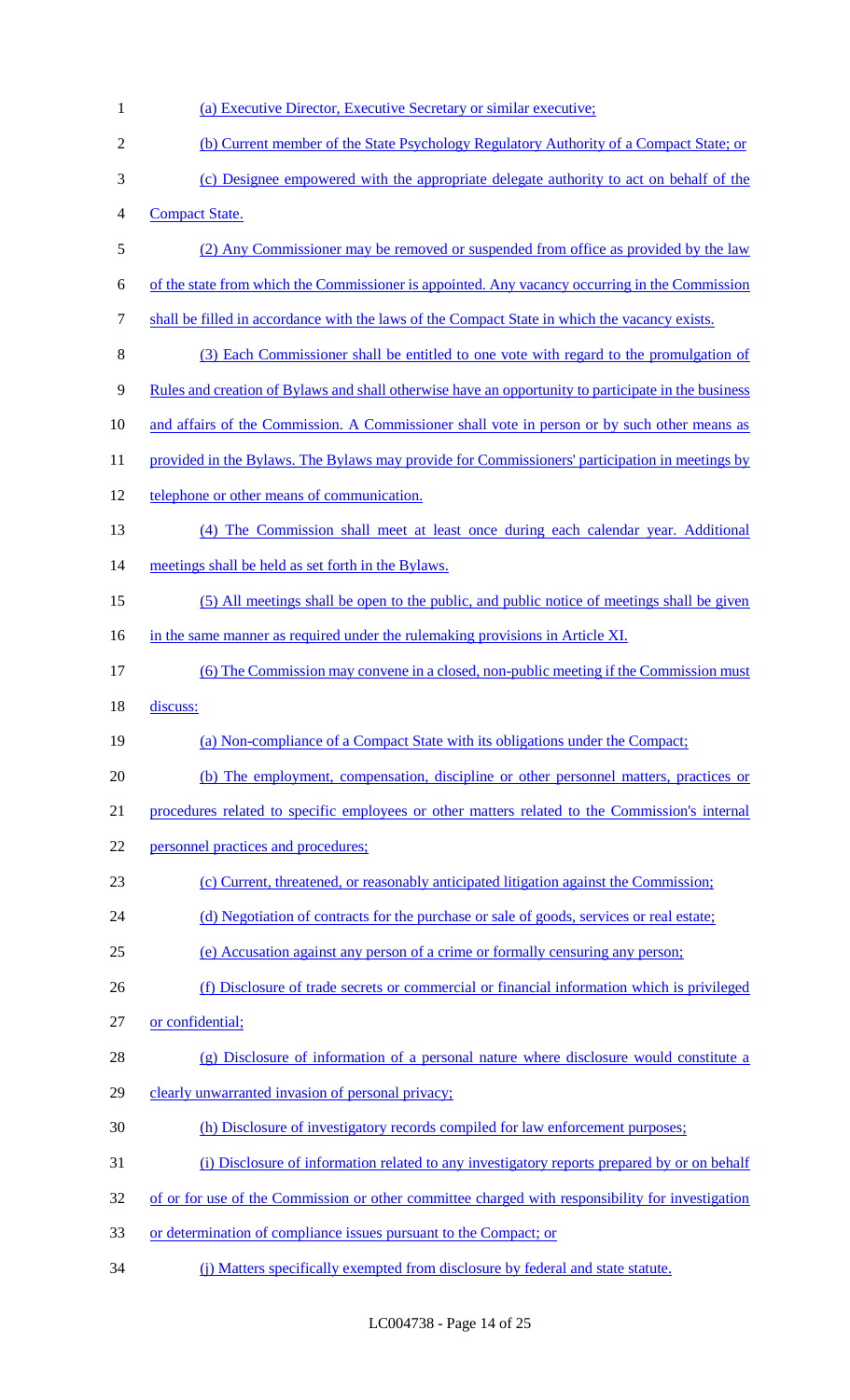(a) Executive Director, Executive Secretary or similar executive;

(b) Current member of the State Psychology Regulatory Authority of a Compact State; or

(c) Designee empowered with the appropriate delegate authority to act on behalf of the Compact State.

(2) Any Commissioner may be removed or suspended from office as provided by the law of the state from which the Commissioner is appointed. Any vacancy occurring in the Commission shall be filled in accordance with the laws of the Compact State in which the vacancy exists.

(3) Each Commissioner shall be entitled to one vote with regard to the promulgation of Rules and creation of Bylaws and shall otherwise have an opportunity to participate in the business and affairs of the Commission. A Commissioner shall vote in person or by such other means as provided in the Bylaws. The Bylaws may provide for Commissioners' participation in meetings by telephone or other means of communication.

(4) The Commission shall meet at least once during each calendar year. Additional meetings shall be held as set forth in the Bylaws.

(5) All meetings shall be open to the public, and public notice of meetings shall be given in the same manner as required under the rulemaking provisions in Article XI.

(6) The Commission may convene in a closed, non-public meeting if the Commission must discuss:

(a) Non-compliance of a Compact State with its obligations under the Compact;

(b) The employment, compensation, discipline or other personnel matters, practices or procedures related to specific employees or other matters related to the Commission's internal personnel practices and procedures;

(c) Current, threatened, or reasonably anticipated litigation against the Commission;

(d) Negotiation of contracts for the purchase or sale of goods, services or real estate;

(e) Accusation against any person of a crime or formally censuring any person;

(f) Disclosure of trade secrets or commercial or financial information which is privileged or confidential;

(g) Disclosure of information of a personal nature where disclosure would constitute a clearly unwarranted invasion of personal privacy;

(h) Disclosure of investigatory records compiled for law enforcement purposes;

(i) Disclosure of information related to any investigatory reports prepared by or on behalf of or for use of the Commission or other committee charged with responsibility for investigation or determination of compliance issues pursuant to the Compact; or

(j) Matters specifically exempted from disclosure by federal and state statute.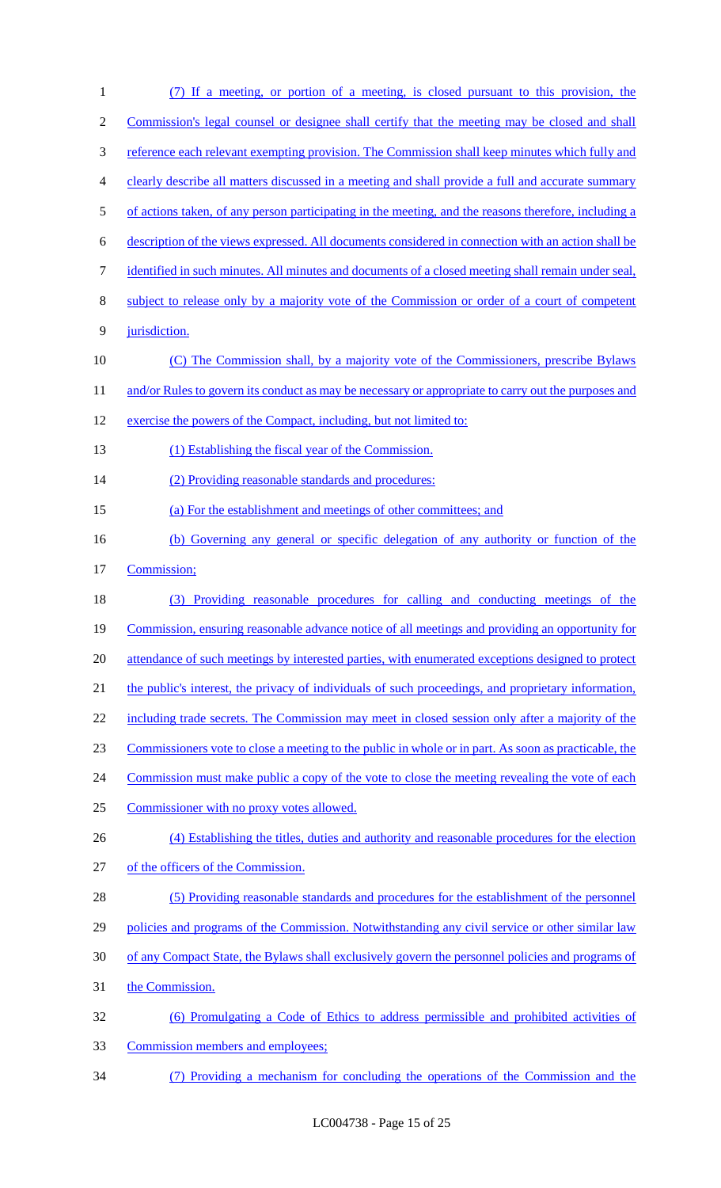(7) If a meeting, or portion of a meeting, is closed pursuant to this provision, the Commission's legal counsel or designee shall certify that the meeting may be closed and shall reference each relevant exempting provision. The Commission shall keep minutes which fully and clearly describe all matters discussed in a meeting and shall provide a full and accurate summary of actions taken, of any person participating in the meeting, and the reasons therefore, including a description of the views expressed. All documents considered in connection with an action shall be identified in such minutes. All minutes and documents of a closed meeting shall remain under seal, subject to release only by a majority vote of the Commission or order of a court of competent jurisdiction.

(C) The Commission shall, by a majority vote of the Commissioners, prescribe Bylaws and/or Rules to govern its conduct as may be necessary or appropriate to carry out the purposes and exercise the powers of the Compact, including, but not limited to:

(1) Establishing the fiscal year of the Commission.

(2) Providing reasonable standards and procedures:

(a) For the establishment and meetings of other committees; and

(b) Governing any general or specific delegation of any authority or function of the Commission;

(3) Providing reasonable procedures for calling and conducting meetings of the Commission, ensuring reasonable advance notice of all meetings and providing an opportunity for attendance of such meetings by interested parties, with enumerated exceptions designed to protect the public's interest, the privacy of individuals of such proceedings, and proprietary information, including trade secrets. The Commission may meet in closed session only after a majority of the Commissioners vote to close a meeting to the public in whole or in part. As soon as practicable, the Commission must make public a copy of the vote to close the meeting revealing the vote of each Commissioner with no proxy votes allowed.

(4) Establishing the titles, duties and authority and reasonable procedures for the election of the officers of the Commission.

(5) Providing reasonable standards and procedures for the establishment of the personnel policies and programs of the Commission. Notwithstanding any civil service or other similar law of any Compact State, the Bylaws shall exclusively govern the personnel policies and programs of the Commission.

(6) Promulgating a Code of Ethics to address permissible and prohibited activities of Commission members and employees;

(7) Providing a mechanism for concluding the operations of the Commission and the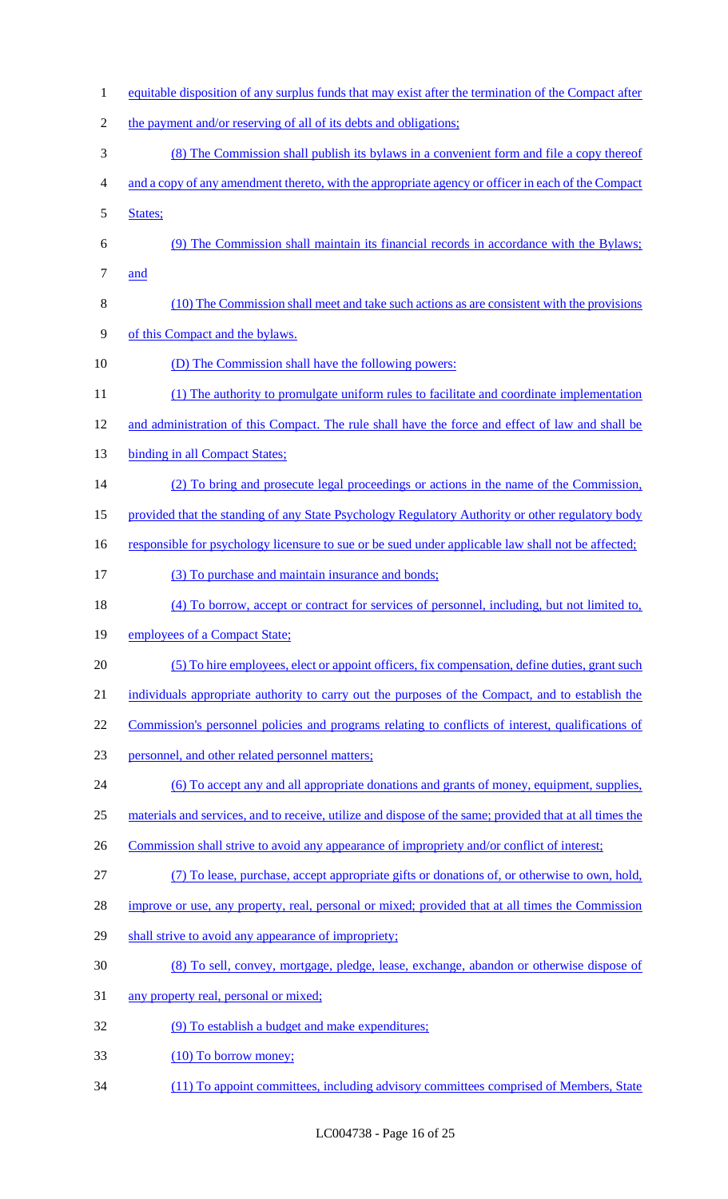equitable disposition of any surplus funds that may exist after the termination of the Compact after the payment and/or reserving of all of its debts and obligations;

(8) The Commission shall publish its bylaws in a convenient form and file a copy thereof and a copy of any amendment thereto, with the appropriate agency or officer in each of the Compact States;

(9) The Commission shall maintain its financial records in accordance with the Bylaws; and

(10) The Commission shall meet and take such actions as are consistent with the provisions of this Compact and the bylaws.

(D) The Commission shall have the following powers:

(1) The authority to promulgate uniform rules to facilitate and coordinate implementation and administration of this Compact. The rule shall have the force and effect of law and shall be binding in all Compact States;

(2) To bring and prosecute legal proceedings or actions in the name of the Commission, provided that the standing of any State Psychology Regulatory Authority or other regulatory body responsible for psychology licensure to sue or be sued under applicable law shall not be affected;

(3) To purchase and maintain insurance and bonds;

(4) To borrow, accept or contract for services of personnel, including, but not limited to, employees of a Compact State;

(5) To hire employees, elect or appoint officers, fix compensation, define duties, grant such individuals appropriate authority to carry out the purposes of the Compact, and to establish the Commission's personnel policies and programs relating to conflicts of interest, qualifications of personnel, and other related personnel matters;

(6) To accept any and all appropriate donations and grants of money, equipment, supplies, materials and services, and to receive, utilize and dispose of the same; provided that at all times the Commission shall strive to avoid any appearance of impropriety and/or conflict of interest;

(7) To lease, purchase, accept appropriate gifts or donations of, or otherwise to own, hold, improve or use, any property, real, personal or mixed; provided that at all times the Commission shall strive to avoid any appearance of impropriety;

(8) To sell, convey, mortgage, pledge, lease, exchange, abandon or otherwise dispose of any property real, personal or mixed;

(9) To establish a budget and make expenditures;

(10) To borrow money;

(11) To appoint committees, including advisory committees comprised of Members, State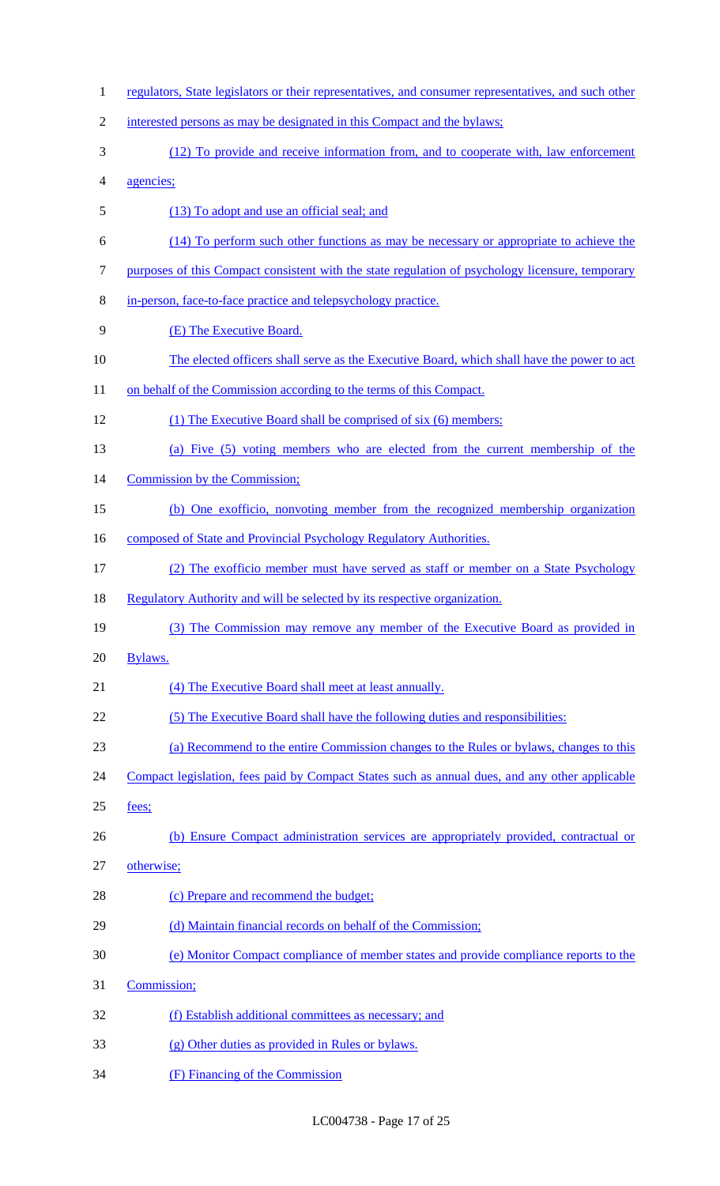regulators, State legislators or their representatives, and consumer representatives, and such other interested persons as may be designated in this Compact and the bylaws;

(12) To provide and receive information from, and to cooperate with, law enforcement agencies;

(13) To adopt and use an official seal; and

(14) To perform such other functions as may be necessary or appropriate to achieve the purposes of this Compact consistent with the state regulation of psychology licensure, temporary in-person, face-to-face practice and telepsychology practice.

(E) The Executive Board.

The elected officers shall serve as the Executive Board, which shall have the power to act on behalf of the Commission according to the terms of this Compact.

(1) The Executive Board shall be comprised of six (6) members:

(a) Five (5) voting members who are elected from the current membership of the Commission by the Commission;

(b) One exofficio, nonvoting member from the recognized membership organization composed of State and Provincial Psychology Regulatory Authorities.

(2) The exofficio member must have served as staff or member on a State Psychology Regulatory Authority and will be selected by its respective organization.

(3) The Commission may remove any member of the Executive Board as provided in Bylaws.

(4) The Executive Board shall meet at least annually.

(5) The Executive Board shall have the following duties and responsibilities:

(a) Recommend to the entire Commission changes to the Rules or bylaws, changes to this Compact legislation, fees paid by Compact States such as annual dues, and any other applicable fees;

(b) Ensure Compact administration services are appropriately provided, contractual or otherwise;

(c) Prepare and recommend the budget;

(d) Maintain financial records on behalf of the Commission;

(e) Monitor Compact compliance of member states and provide compliance reports to the Commission;

(f) Establish additional committees as necessary; and

(g) Other duties as provided in Rules or bylaws.

(F) Financing of the Commission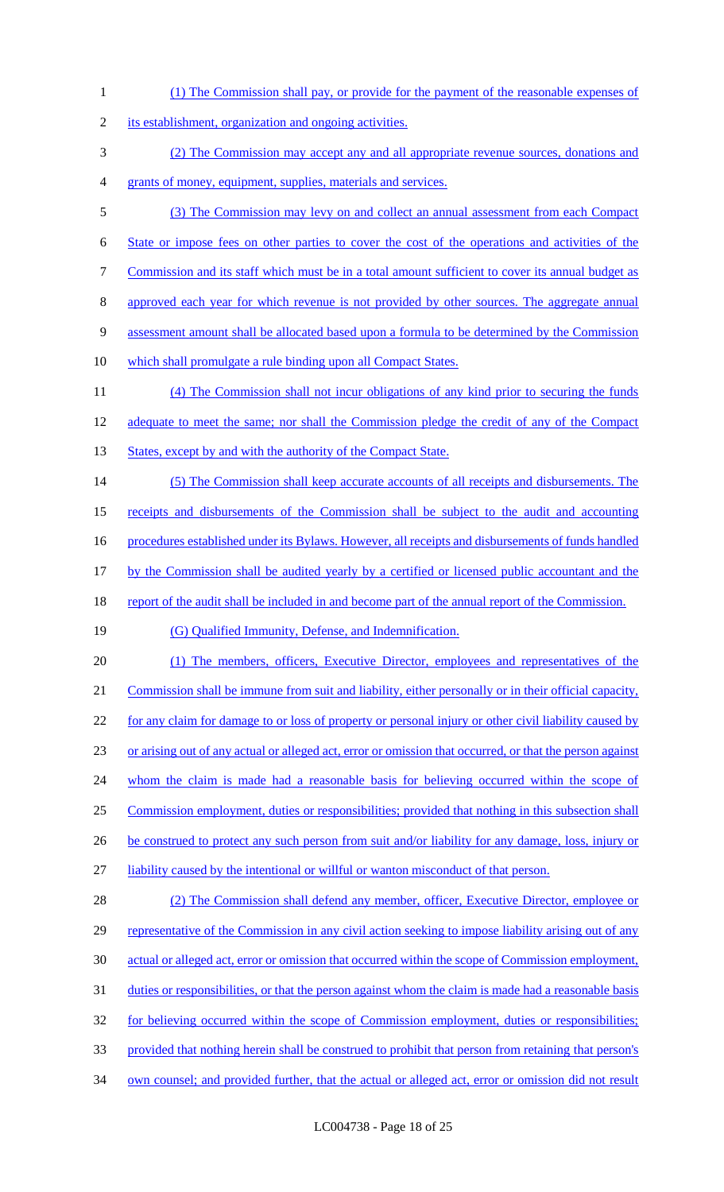(1) The Commission shall pay, or provide for the payment of the reasonable expenses of its establishment, organization and ongoing activities.

(2) The Commission may accept any and all appropriate revenue sources, donations and grants of money, equipment, supplies, materials and services.

(3) The Commission may levy on and collect an annual assessment from each Compact State or impose fees on other parties to cover the cost of the operations and activities of the Commission and its staff which must be in a total amount sufficient to cover its annual budget as approved each year for which revenue is not provided by other sources. The aggregate annual assessment amount shall be allocated based upon a formula to be determined by the Commission which shall promulgate a rule binding upon all Compact States.

(4) The Commission shall not incur obligations of any kind prior to securing the funds adequate to meet the same; nor shall the Commission pledge the credit of any of the Compact States, except by and with the authority of the Compact State.

(5) The Commission shall keep accurate accounts of all receipts and disbursements. The receipts and disbursements of the Commission shall be subject to the audit and accounting procedures established under its Bylaws. However, all receipts and disbursements of funds handled by the Commission shall be audited yearly by a certified or licensed public accountant and the report of the audit shall be included in and become part of the annual report of the Commission.

(G) Qualified Immunity, Defense, and Indemnification.

(1) The members, officers, Executive Director, employees and representatives of the Commission shall be immune from suit and liability, either personally or in their official capacity, for any claim for damage to or loss of property or personal injury or other civil liability caused by or arising out of any actual or alleged act, error or omission that occurred, or that the person against whom the claim is made had a reasonable basis for believing occurred within the scope of Commission employment, duties or responsibilities; provided that nothing in this subsection shall be construed to protect any such person from suit and/or liability for any damage, loss, injury or liability caused by the intentional or willful or wanton misconduct of that person.

(2) The Commission shall defend any member, officer, Executive Director, employee or representative of the Commission in any civil action seeking to impose liability arising out of any actual or alleged act, error or omission that occurred within the scope of Commission employment, duties or responsibilities, or that the person against whom the claim is made had a reasonable basis for believing occurred within the scope of Commission employment, duties or responsibilities; provided that nothing herein shall be construed to prohibit that person from retaining that person's own counsel; and provided further, that the actual or alleged act, error or omission did not result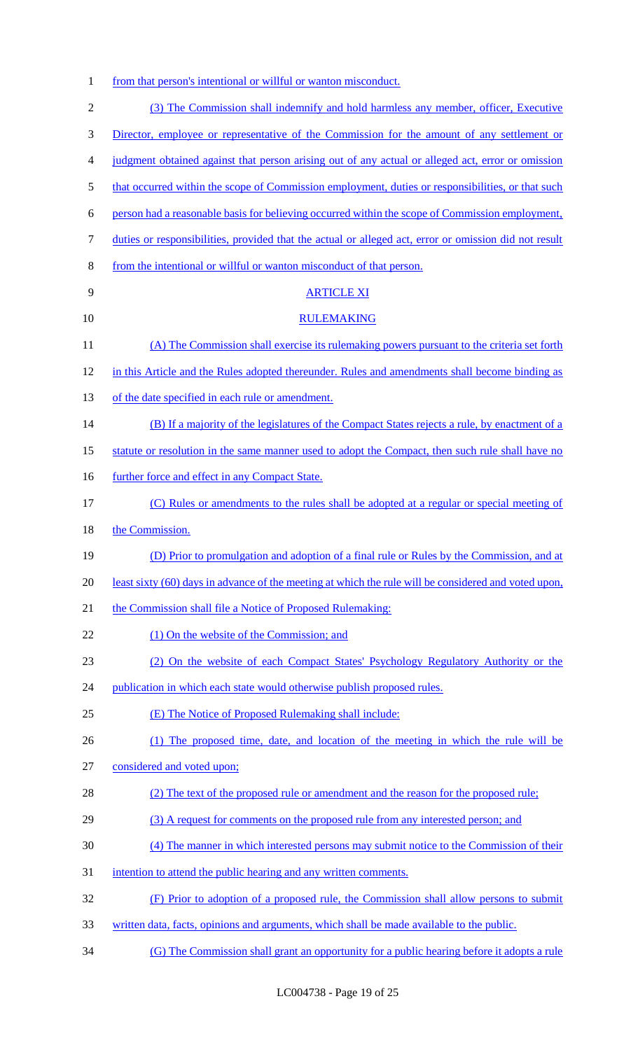from that person's intentional or willful or wanton misconduct.

(3) The Commission shall indemnify and hold harmless any member, officer, Executive Director, employee or representative of the Commission for the amount of any settlement or judgment obtained against that person arising out of any actual or alleged act, error or omission that occurred within the scope of Commission employment, duties or responsibilities, or that such person had a reasonable basis for believing occurred within the scope of Commission employment, duties or responsibilities, provided that the actual or alleged act, error or omission did not result from the intentional or willful or wanton misconduct of that person.

ARTICLE XI

RULEMAKING

(A) The Commission shall exercise its rulemaking powers pursuant to the criteria set forth in this Article and the Rules adopted thereunder. Rules and amendments shall become binding as of the date specified in each rule or amendment.

(B) If a majority of the legislatures of the Compact States rejects a rule, by enactment of a statute or resolution in the same manner used to adopt the Compact, then such rule shall have no further force and effect in any Compact State.

(C) Rules or amendments to the rules shall be adopted at a regular or special meeting of the Commission.

(D) Prior to promulgation and adoption of a final rule or Rules by the Commission, and at least sixty (60) days in advance of the meeting at which the rule will be considered and voted upon, the Commission shall file a Notice of Proposed Rulemaking:

(1) On the website of the Commission; and

(2) On the website of each Compact States' Psychology Regulatory Authority or the publication in which each state would otherwise publish proposed rules.

(E) The Notice of Proposed Rulemaking shall include:

(1) The proposed time, date, and location of the meeting in which the rule will be considered and voted upon;

(2) The text of the proposed rule or amendment and the reason for the proposed rule;

(3) A request for comments on the proposed rule from any interested person; and

(4) The manner in which interested persons may submit notice to the Commission of their intention to attend the public hearing and any written comments.

(F) Prior to adoption of a proposed rule, the Commission shall allow persons to submit written data, facts, opinions and arguments, which shall be made available to the public.

(G) The Commission shall grant an opportunity for a public hearing before it adopts a rule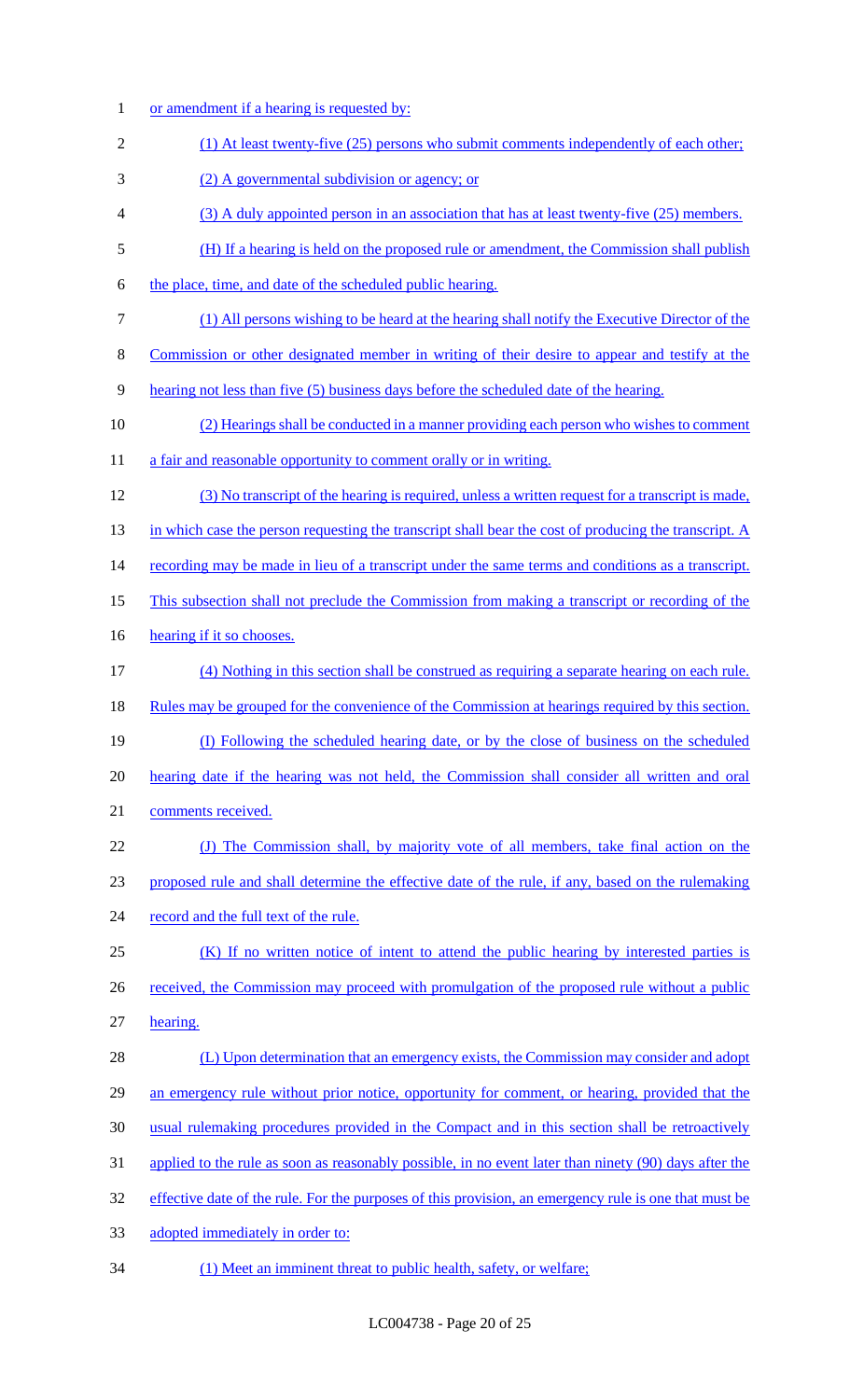or amendment if a hearing is requested by:

(1) At least twenty-five (25) persons who submit comments independently of each other;

(2) A governmental subdivision or agency; or

(3) A duly appointed person in an association that has at least twenty-five (25) members.

(H) If a hearing is held on the proposed rule or amendment, the Commission shall publish the place, time, and date of the scheduled public hearing.

(1) All persons wishing to be heard at the hearing shall notify the Executive Director of the Commission or other designated member in writing of their desire to appear and testify at the hearing not less than five (5) business days before the scheduled date of the hearing.

(2) Hearings shall be conducted in a manner providing each person who wishes to comment a fair and reasonable opportunity to comment orally or in writing.

(3) No transcript of the hearing is required, unless a written request for a transcript is made, in which case the person requesting the transcript shall bear the cost of producing the transcript. A recording may be made in lieu of a transcript under the same terms and conditions as a transcript. This subsection shall not preclude the Commission from making a transcript or recording of the hearing if it so chooses.

(4) Nothing in this section shall be construed as requiring a separate hearing on each rule. Rules may be grouped for the convenience of the Commission at hearings required by this section.

(I) Following the scheduled hearing date, or by the close of business on the scheduled hearing date if the hearing was not held, the Commission shall consider all written and oral comments received.

(J) The Commission shall, by majority vote of all members, take final action on the proposed rule and shall determine the effective date of the rule, if any, based on the rulemaking record and the full text of the rule.

(K) If no written notice of intent to attend the public hearing by interested parties is received, the Commission may proceed with promulgation of the proposed rule without a public hearing.

(L) Upon determination that an emergency exists, the Commission may consider and adopt an emergency rule without prior notice, opportunity for comment, or hearing, provided that the usual rulemaking procedures provided in the Compact and in this section shall be retroactively applied to the rule as soon as reasonably possible, in no event later than ninety (90) days after the effective date of the rule. For the purposes of this provision, an emergency rule is one that must be adopted immediately in order to:

(1) Meet an imminent threat to public health, safety, or welfare;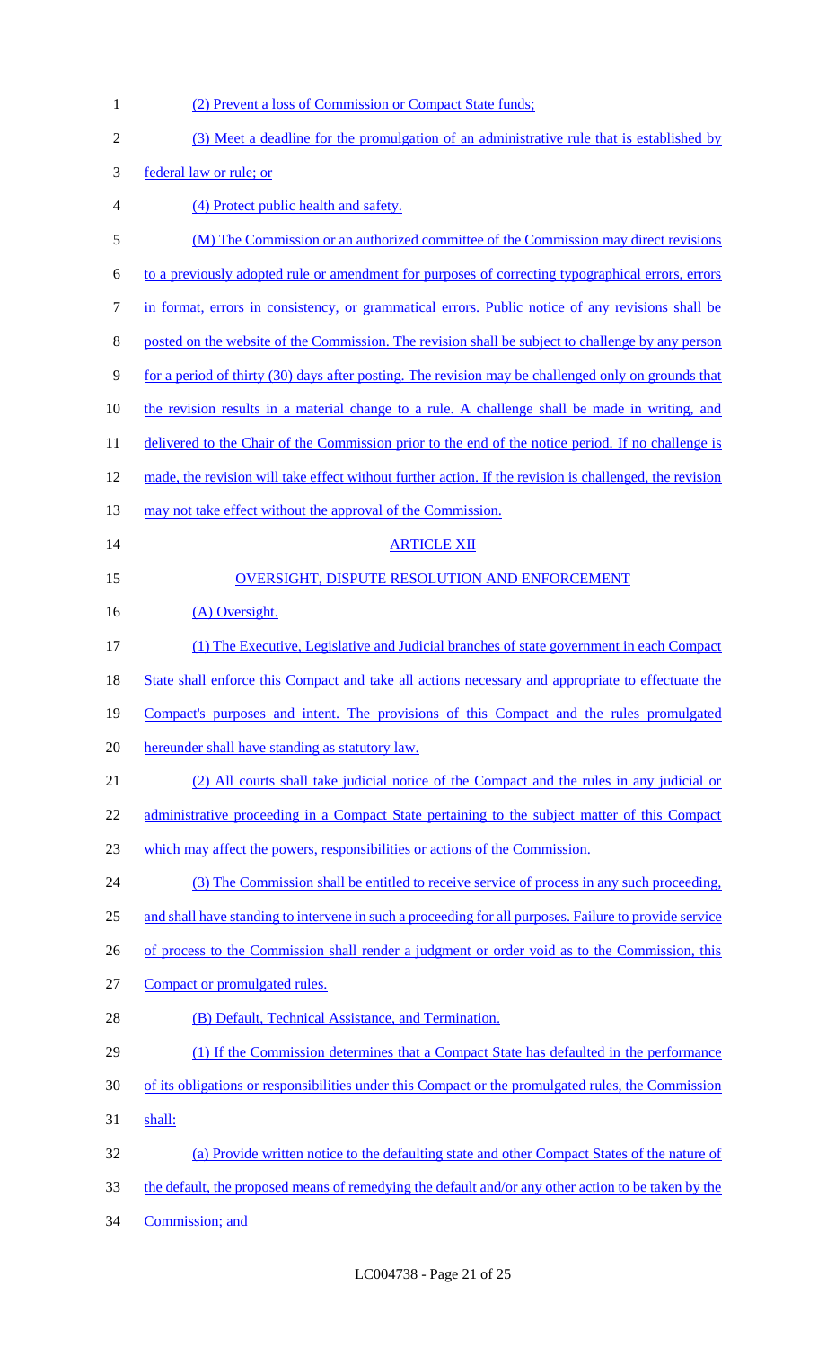(2) Prevent a loss of Commission or Compact State funds;

(3) Meet a deadline for the promulgation of an administrative rule that is established by federal law or rule; or

(4) Protect public health and safety.

(M) The Commission or an authorized committee of the Commission may direct revisions to a previously adopted rule or amendment for purposes of correcting typographical errors, errors in format, errors in consistency, or grammatical errors. Public notice of any revisions shall be posted on the website of the Commission. The revision shall be subject to challenge by any person for a period of thirty (30) days after posting. The revision may be challenged only on grounds that the revision results in a material change to a rule. A challenge shall be made in writing, and delivered to the Chair of the Commission prior to the end of the notice period. If no challenge is made, the revision will take effect without further action. If the revision is challenged, the revision may not take effect without the approval of the Commission.

## ARTICLE XII

## OVERSIGHT, DISPUTE RESOLUTION AND ENFORCEMENT

(A) Oversight.

(1) The Executive, Legislative and Judicial branches of state government in each Compact State shall enforce this Compact and take all actions necessary and appropriate to effectuate the Compact's purposes and intent. The provisions of this Compact and the rules promulgated hereunder shall have standing as statutory law.

(2) All courts shall take judicial notice of the Compact and the rules in any judicial or administrative proceeding in a Compact State pertaining to the subject matter of this Compact which may affect the powers, responsibilities or actions of the Commission.

(3) The Commission shall be entitled to receive service of process in any such proceeding, and shall have standing to intervene in such a proceeding for all purposes. Failure to provide service of process to the Commission shall render a judgment or order void as to the Commission, this Compact or promulgated rules.

(B) Default, Technical Assistance, and Termination.

(1) If the Commission determines that a Compact State has defaulted in the performance of its obligations or responsibilities under this Compact or the promulgated rules, the Commission shall:

(a) Provide written notice to the defaulting state and other Compact States of the nature of the default, the proposed means of remedying the default and/or any other action to be taken by the Commission; and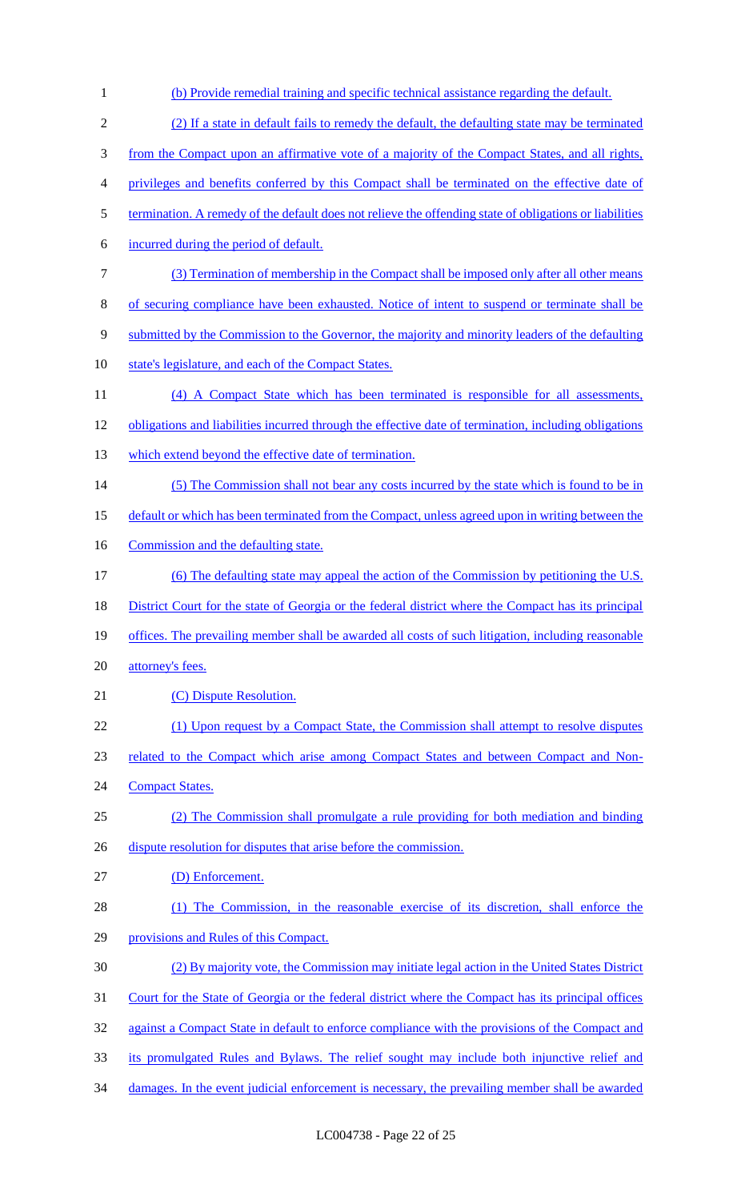(b) Provide remedial training and specific technical assistance regarding the default.

(2) If a state in default fails to remedy the default, the defaulting state may be terminated from the Compact upon an affirmative vote of a majority of the Compact States, and all rights, privileges and benefits conferred by this Compact shall be terminated on the effective date of termination. A remedy of the default does not relieve the offending state of obligations or liabilities incurred during the period of default.

(3) Termination of membership in the Compact shall be imposed only after all other means of securing compliance have been exhausted. Notice of intent to suspend or terminate shall be submitted by the Commission to the Governor, the majority and minority leaders of the defaulting state's legislature, and each of the Compact States.

(4) A Compact State which has been terminated is responsible for all assessments, obligations and liabilities incurred through the effective date of termination, including obligations which extend beyond the effective date of termination.

(5) The Commission shall not bear any costs incurred by the state which is found to be in default or which has been terminated from the Compact, unless agreed upon in writing between the Commission and the defaulting state.

(6) The defaulting state may appeal the action of the Commission by petitioning the U.S. District Court for the state of Georgia or the federal district where the Compact has its principal offices. The prevailing member shall be awarded all costs of such litigation, including reasonable attorney's fees.

(C) Dispute Resolution.

(1) Upon request by a Compact State, the Commission shall attempt to resolve disputes related to the Compact which arise among Compact States and between Compact and Non-Compact States.

(2) The Commission shall promulgate a rule providing for both mediation and binding dispute resolution for disputes that arise before the commission.

(D) Enforcement.

(1) The Commission, in the reasonable exercise of its discretion, shall enforce the provisions and Rules of this Compact.

(2) By majority vote, the Commission may initiate legal action in the United States District Court for the State of Georgia or the federal district where the Compact has its principal offices against a Compact State in default to enforce compliance with the provisions of the Compact and its promulgated Rules and Bylaws. The relief sought may include both injunctive relief and damages. In the event judicial enforcement is necessary, the prevailing member shall be awarded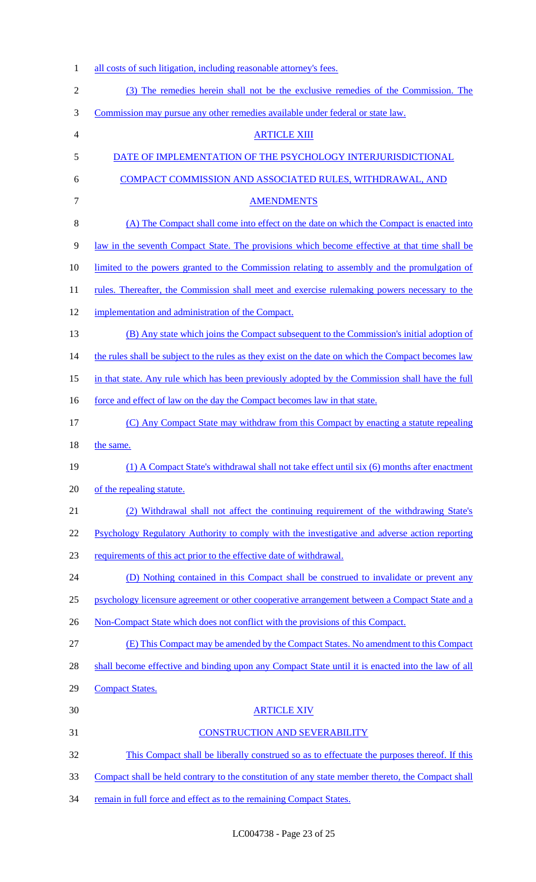all costs of such litigation, including reasonable attorney's fees.

(3) The remedies herein shall not be the exclusive remedies of the Commission. The Commission may pursue any other remedies available under federal or state law.

## ARTICLE XIII

## DATE OF IMPLEMENTATION OF THE PSYCHOLOGY INTERJURISDICTIONAL COMPACT COMMISSION AND ASSOCIATED RULES, WITHDRAWAL, AND AMENDMENTS

(A) The Compact shall come into effect on the date on which the Compact is enacted into law in the seventh Compact State. The provisions which become effective at that time shall be limited to the powers granted to the Commission relating to assembly and the promulgation of rules. Thereafter, the Commission shall meet and exercise rulemaking powers necessary to the implementation and administration of the Compact.

(B) Any state which joins the Compact subsequent to the Commission's initial adoption of the rules shall be subject to the rules as they exist on the date on which the Compact becomes law in that state. Any rule which has been previously adopted by the Commission shall have the full force and effect of law on the day the Compact becomes law in that state.

(C) Any Compact State may withdraw from this Compact by enacting a statute repealing the same.

(1) A Compact State's withdrawal shall not take effect until six (6) months after enactment of the repealing statute.

(2) Withdrawal shall not affect the continuing requirement of the withdrawing State's Psychology Regulatory Authority to comply with the investigative and adverse action reporting requirements of this act prior to the effective date of withdrawal.

(D) Nothing contained in this Compact shall be construed to invalidate or prevent any psychology licensure agreement or other cooperative arrangement between a Compact State and a Non-Compact State which does not conflict with the provisions of this Compact.

(E) This Compact may be amended by the Compact States. No amendment to this Compact shall become effective and binding upon any Compact State until it is enacted into the law of all Compact States.

## ARTICLE XIV

## CONSTRUCTION AND SEVERABILITY

This Compact shall be liberally construed so as to effectuate the purposes thereof. If this Compact shall be held contrary to the constitution of any state member thereto, the Compact shall remain in full force and effect as to the remaining Compact States.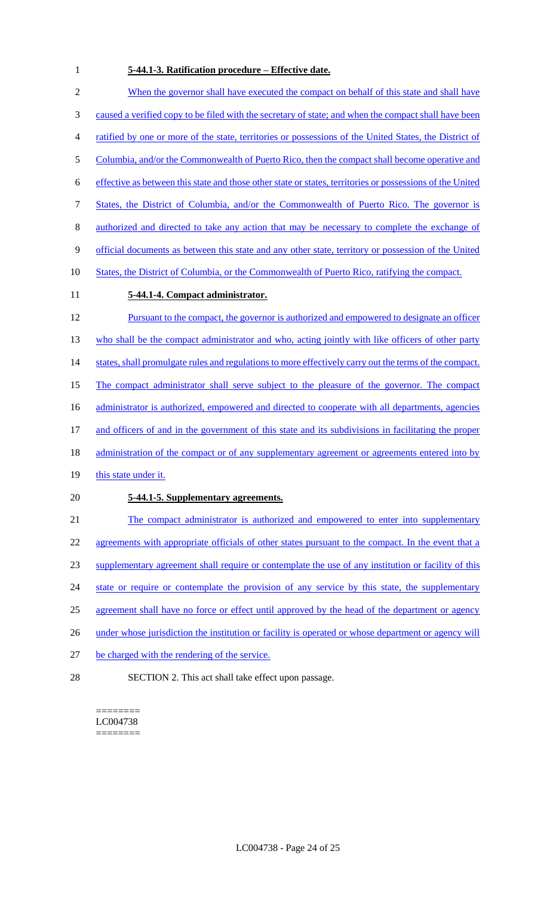**5-44.1-3. Ratification procedure – Effective date.**

When the governor shall have executed the compact on behalf of this state and shall have caused a verified copy to be filed with the secretary of state; and when the compact shall have been ratified by one or more of the state, territories or possessions of the United States, the District of Columbia, and/or the Commonwealth of Puerto Rico, then the compact shall become operative and effective as between this state and those other state or states, territories or possessions of the United States, the District of Columbia, and/or the Commonwealth of Puerto Rico. The governor is authorized and directed to take any action that may be necessary to complete the exchange of official documents as between this state and any other state, territory or possession of the United States, the District of Columbia, or the Commonwealth of Puerto Rico, ratifying the compact.

**5-44.1-4. Compact administrator.**

Pursuant to the compact, the governor is authorized and empowered to designate an officer who shall be the compact administrator and who, acting jointly with like officers of other party states, shall promulgate rules and regulations to more effectively carry out the terms of the compact. The compact administrator shall serve subject to the pleasure of the governor. The compact administrator is authorized, empowered and directed to cooperate with all departments, agencies and officers of and in the government of this state and its subdivisions in facilitating the proper administration of the compact or of any supplementary agreement or agreements entered into by this state under it.

**5-44.1-5. Supplementary agreements.**

The compact administrator is authorized and empowered to enter into supplementary agreements with appropriate officials of other states pursuant to the compact. In the event that a supplementary agreement shall require or contemplate the use of any institution or facility of this state or require or contemplate the provision of any service by this state, the supplementary agreement shall have no force or effect until approved by the head of the department or agency under whose jurisdiction the institution or facility is operated or whose department or agency will be charged with the rendering of the service.

SECTION 2. This act shall take effect upon passage.

========
LC004738
========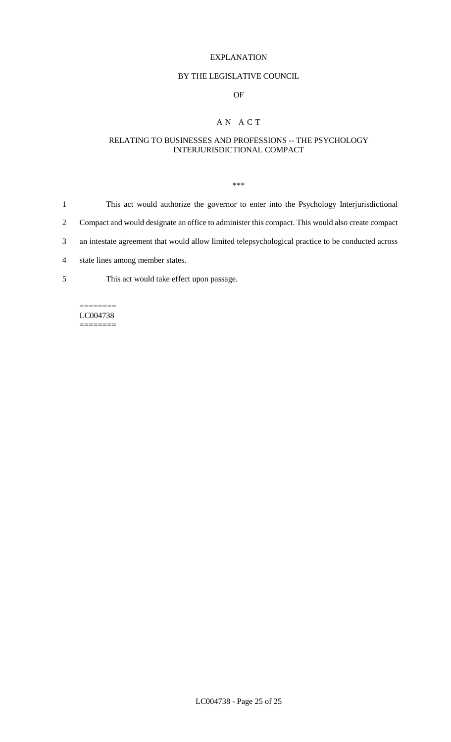EXPLANATION

BY THE LEGISLATIVE COUNCIL

OF

# A N A C T

RELATING TO BUSINESSES AND PROFESSIONS -- THE PSYCHOLOGY INTERJURISDICTIONAL COMPACT

\*\*\*

1 This act would authorize the governor to enter into the Psychology Interjurisdictional
2 Compact and would designate an office to administer this compact. This would also create compact
3 an intestate agreement that would allow limited telepsychological practice to be conducted across
4 state lines among member states.
5 This act would take effect upon passage.

========
LC004738
========